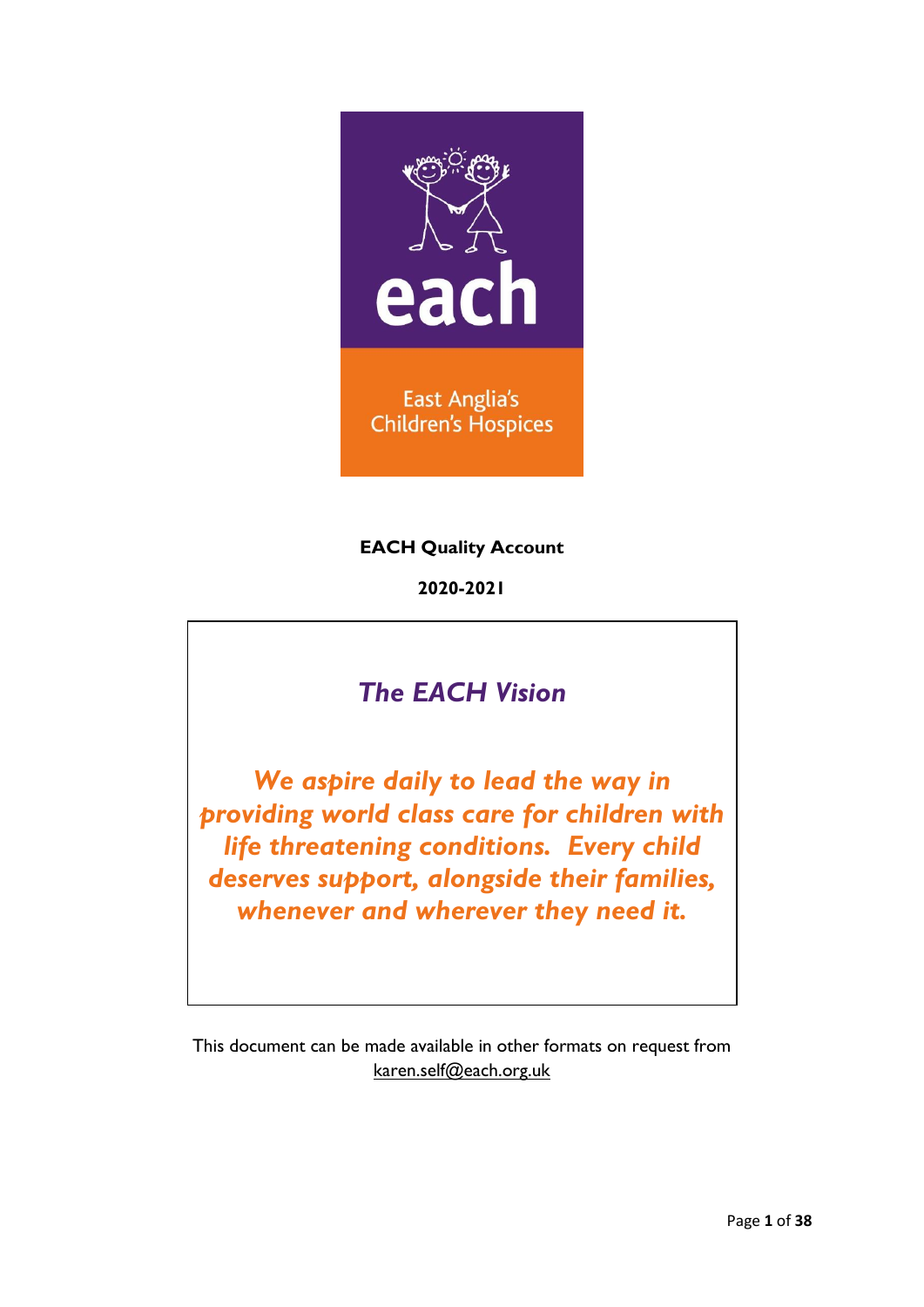each

East Anglia's Children's Hospices

**EACH Quality Account**

**2020-2021**

## *The EACH Vision*

***We aspire daily to lead the way in providing world class care for children with life threatening conditions. Every child deserves support, alongside their families, whenever and wherever they need it.***

This document can be made available in other formats on request from karen.self@each.org.uk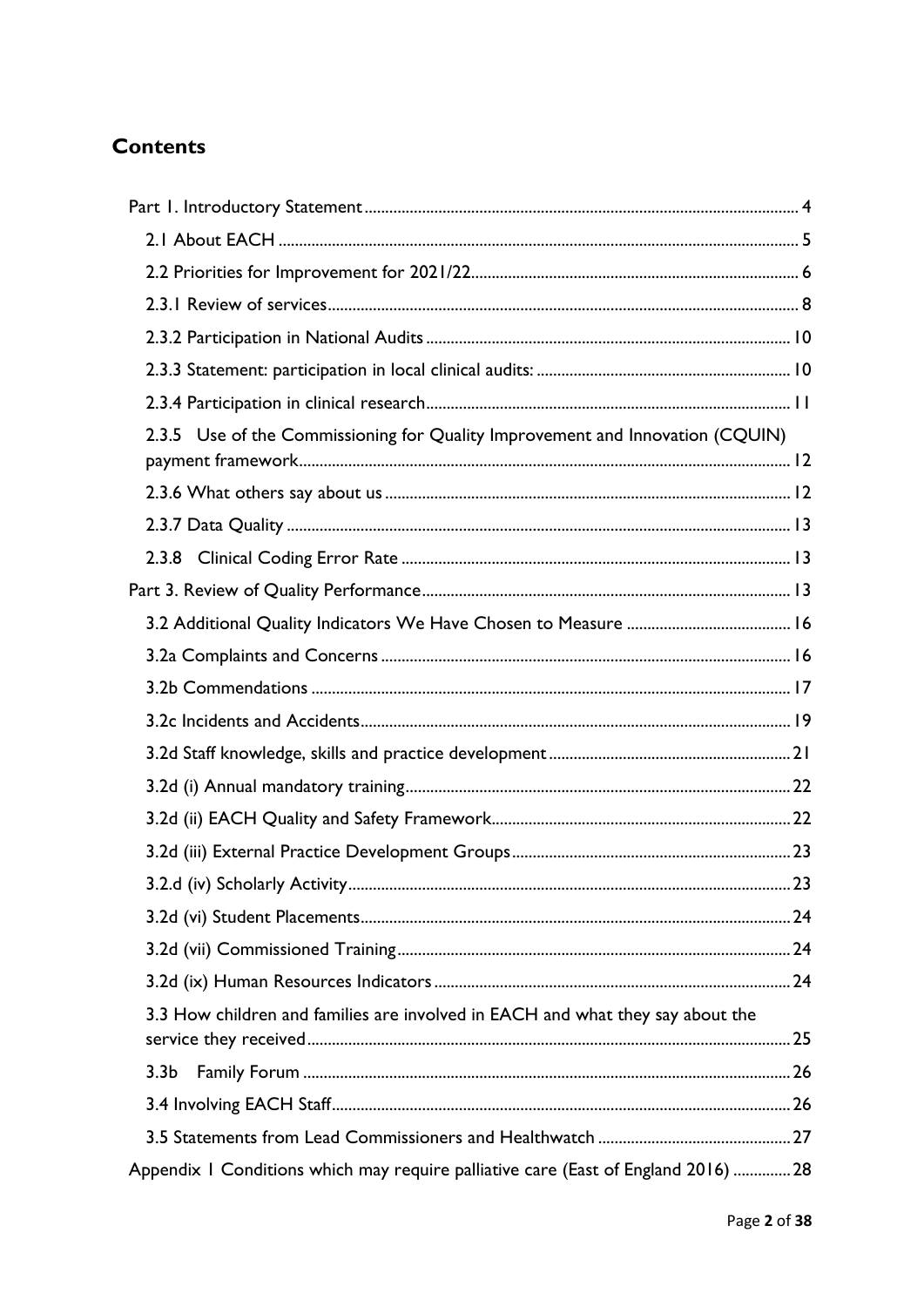## Contents

Part 1. Introductory Statement ..... 4

- 2.1 About EACH ..... 5
- 2.2 Priorities for Improvement for 2021/22 ..... 6
- 2.3.1 Review of services ..... 8
- 2.3.2 Participation in National Audits ..... 10
- 2.3.3 Statement: participation in local clinical audits: ..... 10
- 2.3.4 Participation in clinical research ..... 11
- 2.3.5 Use of the Commissioning for Quality Improvement and Innovation (CQUIN) payment framework ..... 12
- 2.3.6 What others say about us ..... 12
- 2.3.7 Data Quality ..... 13
- 2.3.8 Clinical Coding Error Rate ..... 13

Part 3. Review of Quality Performance ..... 13

- 3.2 Additional Quality Indicators We Have Chosen to Measure ..... 16
- 3.2a Complaints and Concerns ..... 16
- 3.2b Commendations ..... 17
- 3.2c Incidents and Accidents ..... 19
- 3.2d Staff knowledge, skills and practice development ..... 21
- 3.2d (i) Annual mandatory training ..... 22
- 3.2d (ii) EACH Quality and Safety Framework ..... 22
- 3.2d (iii) External Practice Development Groups ..... 23
- 3.2.d (iv) Scholarly Activity ..... 23
- 3.2d (vi) Student Placements ..... 24
- 3.2d (vii) Commissioned Training ..... 24
- 3.2d (ix) Human Resources Indicators ..... 24
- 3.3 How children and families are involved in EACH and what they say about the service they received ..... 25
- 3.3b Family Forum ..... 26
- 3.4 Involving EACH Staff ..... 26
- 3.5 Statements from Lead Commissioners and Healthwatch ..... 27

Appendix 1 Conditions which may require palliative care (East of England 2016) ..... 28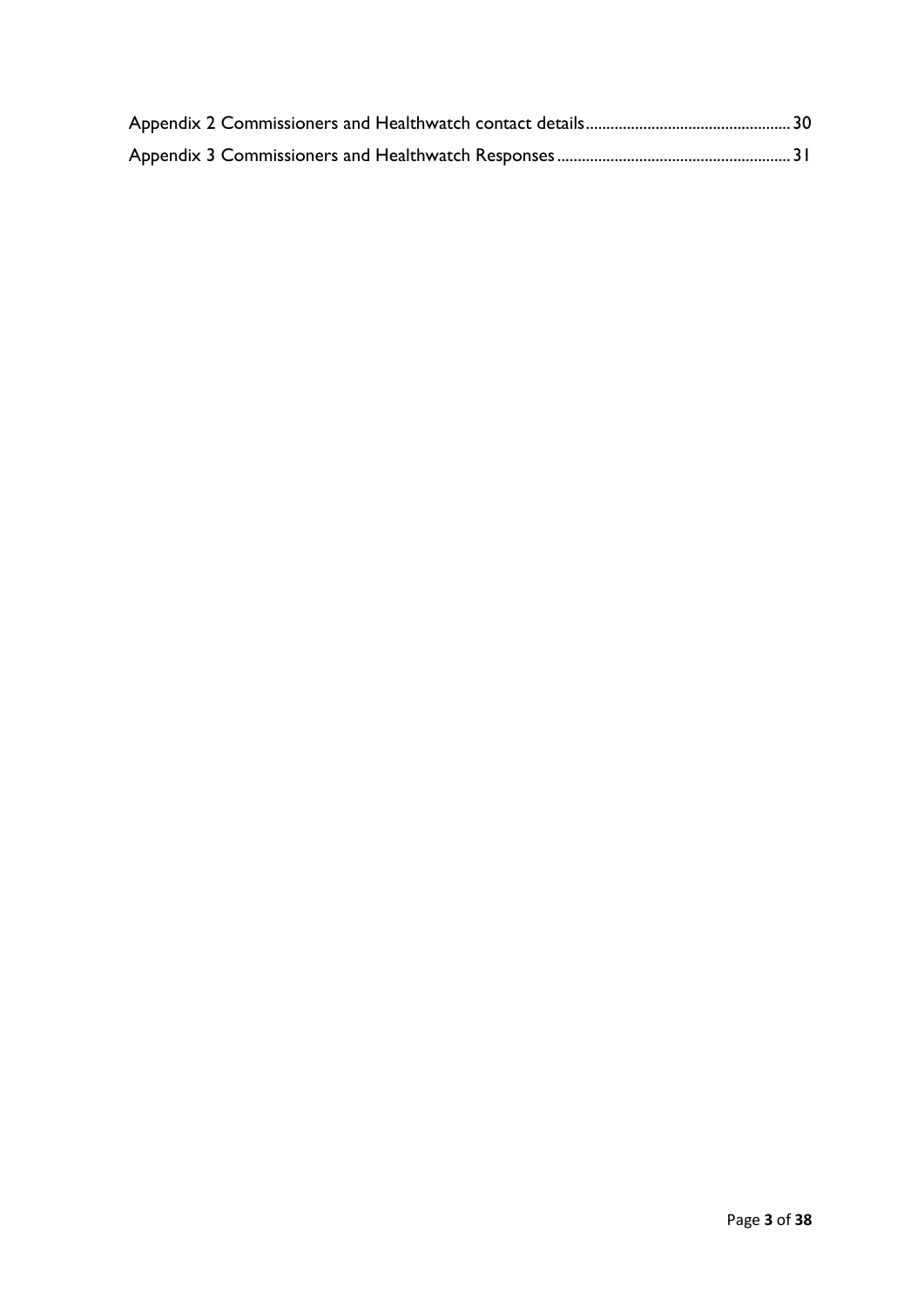Appendix 2 Commissioners and Healthwatch contact details..................................................30

Appendix 3 Commissioners and Healthwatch Responses.........................................................31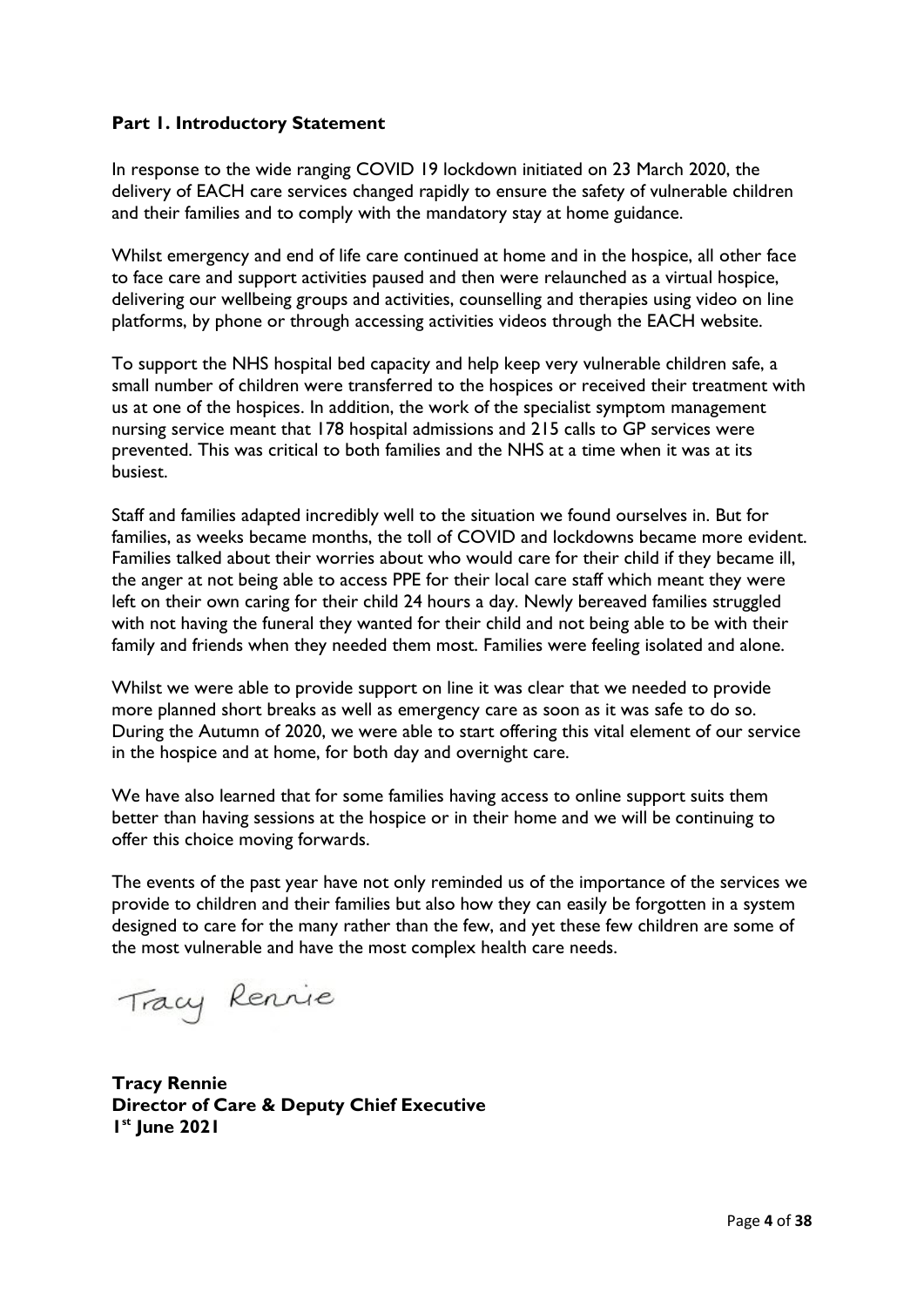## Part 1. Introductory Statement

In response to the wide ranging COVID 19 lockdown initiated on 23 March 2020, the delivery of EACH care services changed rapidly to ensure the safety of vulnerable children and their families and to comply with the mandatory stay at home guidance.

Whilst emergency and end of life care continued at home and in the hospice, all other face to face care and support activities paused and then were relaunched as a virtual hospice, delivering our wellbeing groups and activities, counselling and therapies using video on line platforms, by phone or through accessing activities videos through the EACH website.

To support the NHS hospital bed capacity and help keep very vulnerable children safe, a small number of children were transferred to the hospices or received their treatment with us at one of the hospices. In addition, the work of the specialist symptom management nursing service meant that 178 hospital admissions and 215 calls to GP services were prevented. This was critical to both families and the NHS at a time when it was at its busiest.

Staff and families adapted incredibly well to the situation we found ourselves in. But for families, as weeks became months, the toll of COVID and lockdowns became more evident. Families talked about their worries about who would care for their child if they became ill, the anger at not being able to access PPE for their local care staff which meant they were left on their own caring for their child 24 hours a day. Newly bereaved families struggled with not having the funeral they wanted for their child and not being able to be with their family and friends when they needed them most. Families were feeling isolated and alone.

Whilst we were able to provide support on line it was clear that we needed to provide more planned short breaks as well as emergency care as soon as it was safe to do so. During the Autumn of 2020, we were able to start offering this vital element of our service in the hospice and at home, for both day and overnight care.

We have also learned that for some families having access to online support suits them better than having sessions at the hospice or in their home and we will be continuing to offer this choice moving forwards.

The events of the past year have not only reminded us of the importance of the services we provide to children and their families but also how they can easily be forgotten in a system designed to care for the many rather than the few, and yet these few children are some of the most vulnerable and have the most complex health care needs.

*Tracy Rennie*

**Tracy Rennie**
**Director of Care & Deputy Chief Executive**
**1st June 2021**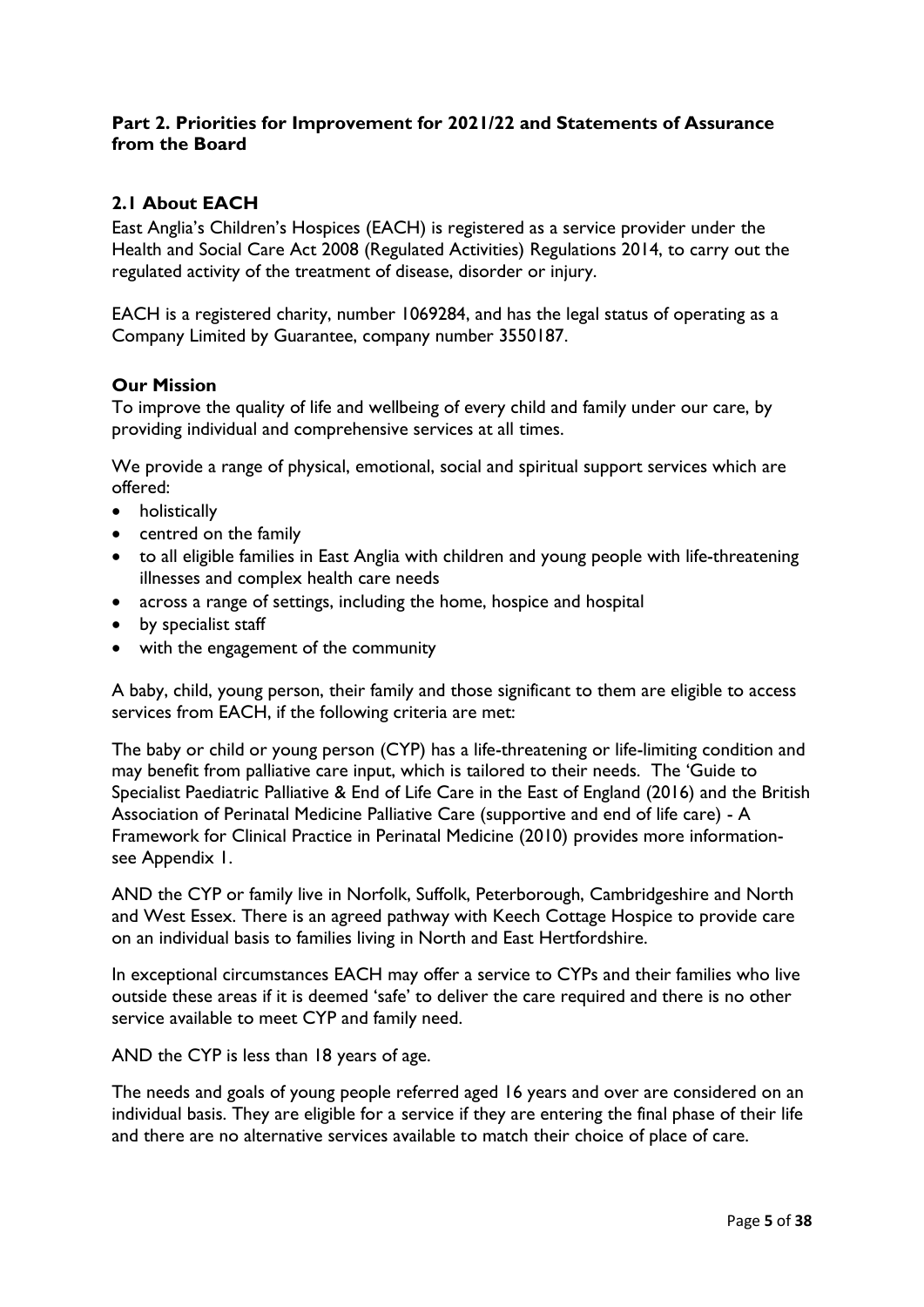## Part 2. Priorities for Improvement for 2021/22 and Statements of Assurance from the Board

### 2.1 About EACH

East Anglia's Children's Hospices (EACH) is registered as a service provider under the Health and Social Care Act 2008 (Regulated Activities) Regulations 2014, to carry out the regulated activity of the treatment of disease, disorder or injury.

EACH is a registered charity, number 1069284, and has the legal status of operating as a Company Limited by Guarantee, company number 3550187.

#### Our Mission

To improve the quality of life and wellbeing of every child and family under our care, by providing individual and comprehensive services at all times.

We provide a range of physical, emotional, social and spiritual support services which are offered:

- holistically
- centred on the family
- to all eligible families in East Anglia with children and young people with life-threatening illnesses and complex health care needs
- across a range of settings, including the home, hospice and hospital
- by specialist staff
- with the engagement of the community

A baby, child, young person, their family and those significant to them are eligible to access services from EACH, if the following criteria are met:

The baby or child or young person (CYP) has a life-threatening or life-limiting condition and may benefit from palliative care input, which is tailored to their needs. The 'Guide to Specialist Paediatric Palliative & End of Life Care in the East of England (2016) and the British Association of Perinatal Medicine Palliative Care (supportive and end of life care) - A Framework for Clinical Practice in Perinatal Medicine (2010) provides more information- see Appendix 1.

AND the CYP or family live in Norfolk, Suffolk, Peterborough, Cambridgeshire and North and West Essex. There is an agreed pathway with Keech Cottage Hospice to provide care on an individual basis to families living in North and East Hertfordshire.

In exceptional circumstances EACH may offer a service to CYPs and their families who live outside these areas if it is deemed 'safe' to deliver the care required and there is no other service available to meet CYP and family need.

AND the CYP is less than 18 years of age.

The needs and goals of young people referred aged 16 years and over are considered on an individual basis. They are eligible for a service if they are entering the final phase of their life and there are no alternative services available to match their choice of place of care.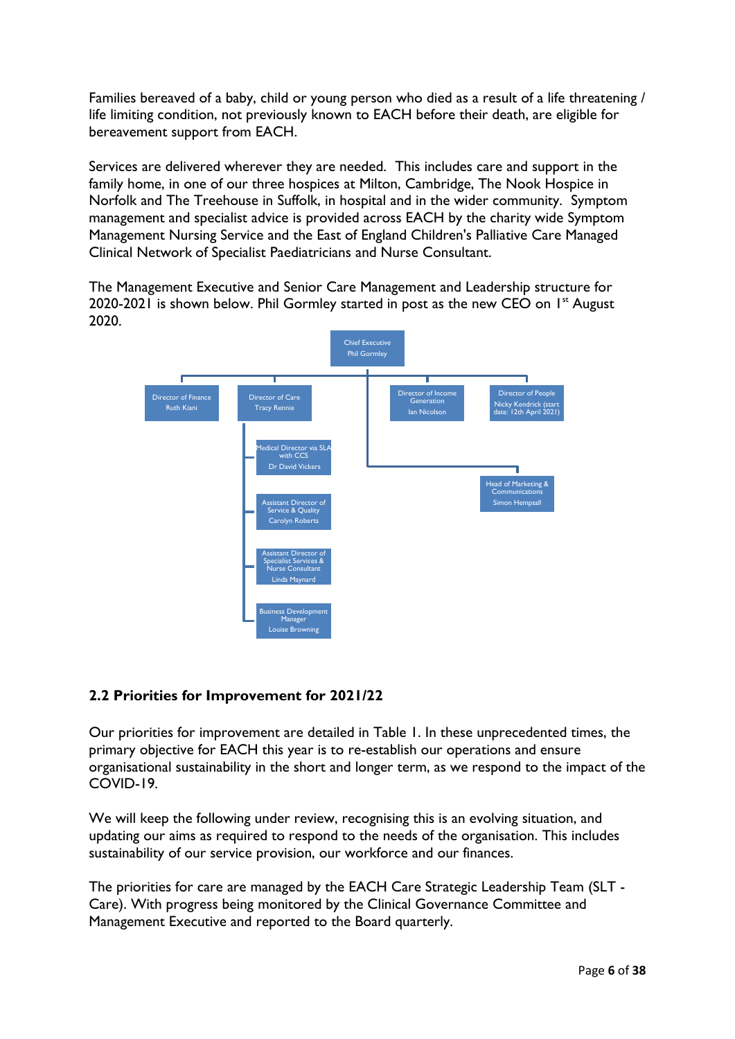Families bereaved of a baby, child or young person who died as a result of a life threatening / life limiting condition, not previously known to EACH before their death, are eligible for bereavement support from EACH.

Services are delivered wherever they are needed. This includes care and support in the family home, in one of our three hospices at Milton, Cambridge, The Nook Hospice in Norfolk and The Treehouse in Suffolk, in hospital and in the wider community. Symptom management and specialist advice is provided across EACH by the charity wide Symptom Management Nursing Service and the East of England Children's Palliative Care Managed Clinical Network of Specialist Paediatricians and Nurse Consultant.

The Management Executive and Senior Care Management and Leadership structure for 2020-2021 is shown below. Phil Gormley started in post as the new CEO on 1st August 2020.

- Chief Executive – Phil Gormley
  - Director of Finance – Ruth Kiani
  - Director of Care – Tracy Rennie
    - Medical Director via SLA with CCS – Dr David Vickers
    - Assistant Director of Service & Quality – Carolyn Roberts
    - Assistant Director of Specialist Services & Nurse Consultant – Linda Maynard
    - Business Development Manager – Louise Browning
  - Director of Income Generation – Ian Nicolson
  - Director of People – Nicky Kendrick (start date: 12th April 2021)
  - Head of Marketing & Communications – Simon Hempsall

## 2.2 Priorities for Improvement for 2021/22

Our priorities for improvement are detailed in Table 1. In these unprecedented times, the primary objective for EACH this year is to re-establish our operations and ensure organisational sustainability in the short and longer term, as we respond to the impact of the COVID-19.

We will keep the following under review, recognising this is an evolving situation, and updating our aims as required to respond to the needs of the organisation. This includes sustainability of our service provision, our workforce and our finances.

The priorities for care are managed by the EACH Care Strategic Leadership Team (SLT - Care). With progress being monitored by the Clinical Governance Committee and Management Executive and reported to the Board quarterly.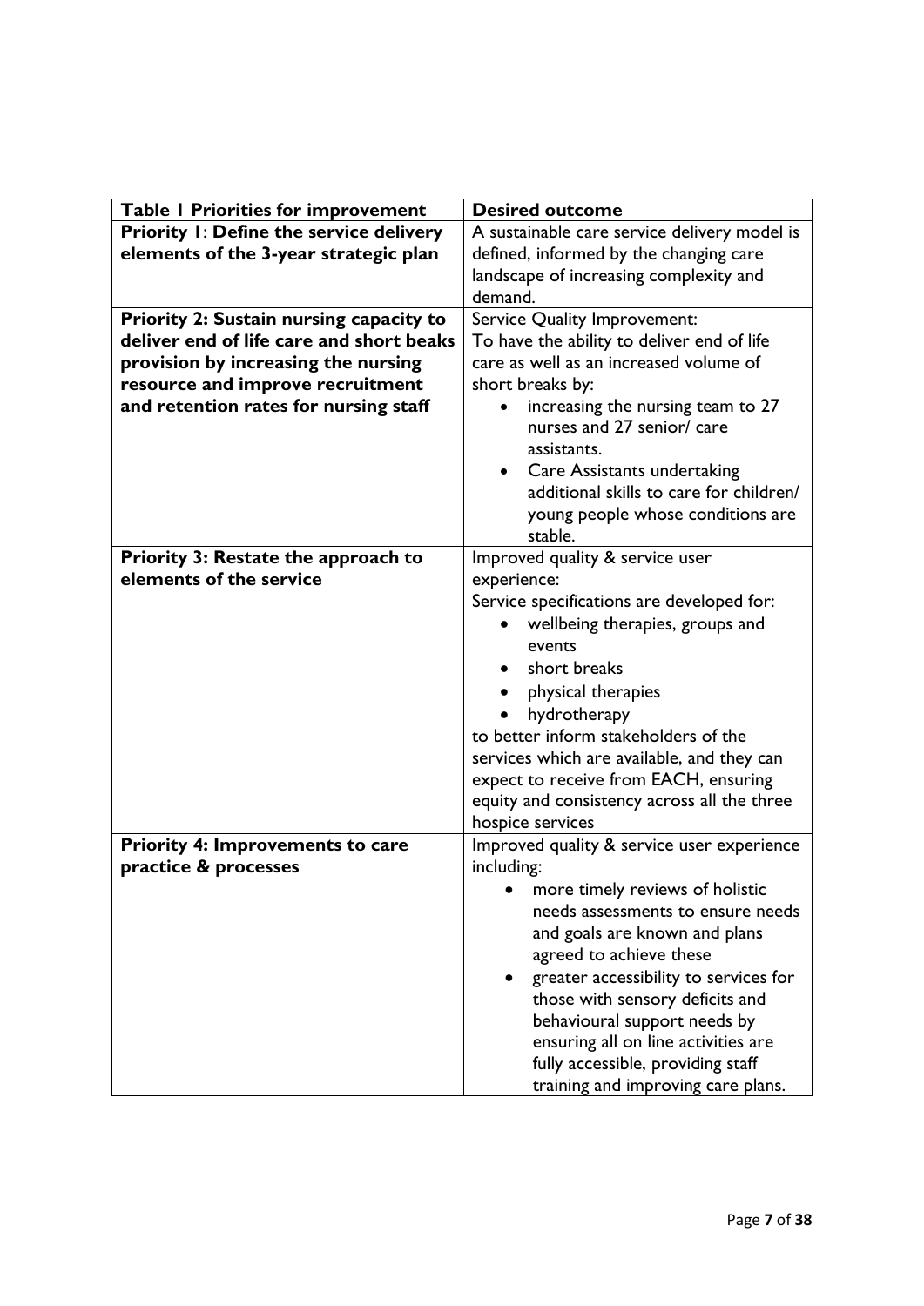| **Table 1 Priorities for improvement** | **Desired outcome** |
|---|---|
| **Priority 1: Define the service delivery elements of the 3-year strategic plan** | A sustainable care service delivery model is defined, informed by the changing care landscape of increasing complexity and demand. |
| **Priority 2: Sustain nursing capacity to deliver end of life care and short beaks provision by increasing the nursing resource and improve recruitment and retention rates for nursing staff** | Service Quality Improvement: To have the ability to deliver end of life care as well as an increased volume of short breaks by: <br>• increasing the nursing team to 27 nurses and 27 senior/ care assistants. <br>• Care Assistants undertaking additional skills to care for children/ young people whose conditions are stable. |
| **Priority 3: Restate the approach to elements of the service** | Improved quality & service user experience: Service specifications are developed for: <br>• wellbeing therapies, groups and events <br>• short breaks <br>• physical therapies <br>• hydrotherapy <br>to better inform stakeholders of the services which are available, and they can expect to receive from EACH, ensuring equity and consistency across all the three hospice services |
| **Priority 4: Improvements to care practice & processes** | Improved quality & service user experience including: <br>• more timely reviews of holistic needs assessments to ensure needs and goals are known and plans agreed to achieve these <br>• greater accessibility to services for those with sensory deficits and behavioural support needs by ensuring all on line activities are fully accessible, providing staff training and improving care plans. |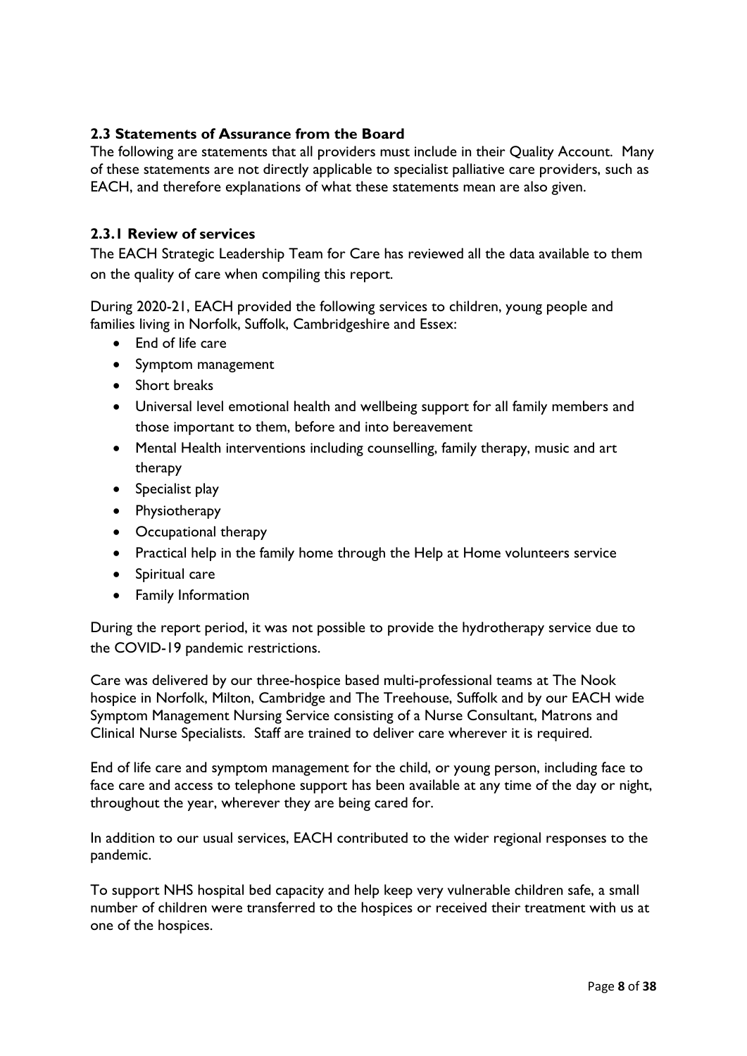### 2.3 Statements of Assurance from the Board

The following are statements that all providers must include in their Quality Account. Many of these statements are not directly applicable to specialist palliative care providers, such as EACH, and therefore explanations of what these statements mean are also given.

#### 2.3.1 Review of services

The EACH Strategic Leadership Team for Care has reviewed all the data available to them on the quality of care when compiling this report.

During 2020-21, EACH provided the following services to children, young people and families living in Norfolk, Suffolk, Cambridgeshire and Essex:

- End of life care
- Symptom management
- Short breaks
- Universal level emotional health and wellbeing support for all family members and those important to them, before and into bereavement
- Mental Health interventions including counselling, family therapy, music and art therapy
- Specialist play
- Physiotherapy
- Occupational therapy
- Practical help in the family home through the Help at Home volunteers service
- Spiritual care
- Family Information

During the report period, it was not possible to provide the hydrotherapy service due to the COVID-19 pandemic restrictions.

Care was delivered by our three-hospice based multi-professional teams at The Nook hospice in Norfolk, Milton, Cambridge and The Treehouse, Suffolk and by our EACH wide Symptom Management Nursing Service consisting of a Nurse Consultant, Matrons and Clinical Nurse Specialists. Staff are trained to deliver care wherever it is required.

End of life care and symptom management for the child, or young person, including face to face care and access to telephone support has been available at any time of the day or night, throughout the year, wherever they are being cared for.

In addition to our usual services, EACH contributed to the wider regional responses to the pandemic.

To support NHS hospital bed capacity and help keep very vulnerable children safe, a small number of children were transferred to the hospices or received their treatment with us at one of the hospices.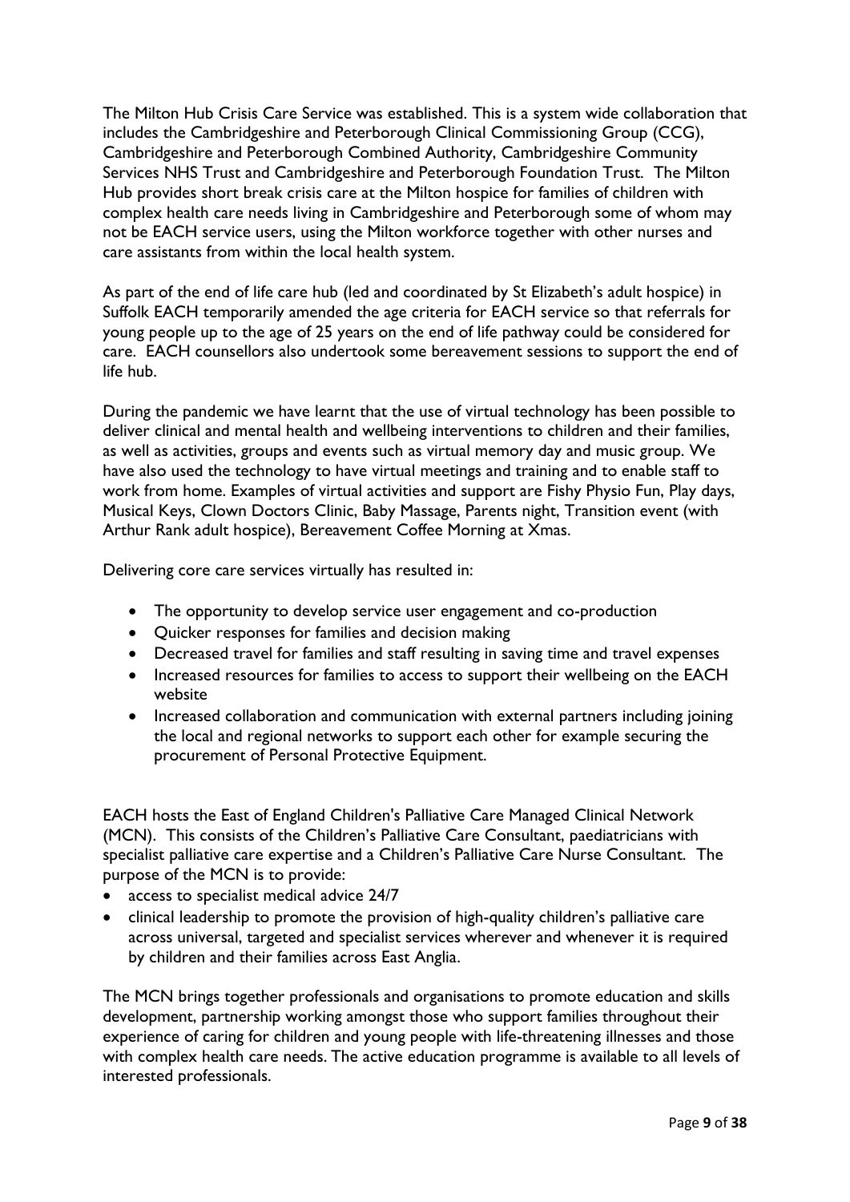The Milton Hub Crisis Care Service was established. This is a system wide collaboration that includes the Cambridgeshire and Peterborough Clinical Commissioning Group (CCG), Cambridgeshire and Peterborough Combined Authority, Cambridgeshire Community Services NHS Trust and Cambridgeshire and Peterborough Foundation Trust. The Milton Hub provides short break crisis care at the Milton hospice for families of children with complex health care needs living in Cambridgeshire and Peterborough some of whom may not be EACH service users, using the Milton workforce together with other nurses and care assistants from within the local health system.

As part of the end of life care hub (led and coordinated by St Elizabeth's adult hospice) in Suffolk EACH temporarily amended the age criteria for EACH service so that referrals for young people up to the age of 25 years on the end of life pathway could be considered for care. EACH counsellors also undertook some bereavement sessions to support the end of life hub.

During the pandemic we have learnt that the use of virtual technology has been possible to deliver clinical and mental health and wellbeing interventions to children and their families, as well as activities, groups and events such as virtual memory day and music group. We have also used the technology to have virtual meetings and training and to enable staff to work from home. Examples of virtual activities and support are Fishy Physio Fun, Play days, Musical Keys, Clown Doctors Clinic, Baby Massage, Parents night, Transition event (with Arthur Rank adult hospice), Bereavement Coffee Morning at Xmas.

Delivering core care services virtually has resulted in:

- The opportunity to develop service user engagement and co-production
- Quicker responses for families and decision making
- Decreased travel for families and staff resulting in saving time and travel expenses
- Increased resources for families to access to support their wellbeing on the EACH website
- Increased collaboration and communication with external partners including joining the local and regional networks to support each other for example securing the procurement of Personal Protective Equipment.

EACH hosts the East of England Children's Palliative Care Managed Clinical Network (MCN). This consists of the Children's Palliative Care Consultant, paediatricians with specialist palliative care expertise and a Children's Palliative Care Nurse Consultant. The purpose of the MCN is to provide:

- access to specialist medical advice 24/7
- clinical leadership to promote the provision of high-quality children's palliative care across universal, targeted and specialist services wherever and whenever it is required by children and their families across East Anglia.

The MCN brings together professionals and organisations to promote education and skills development, partnership working amongst those who support families throughout their experience of caring for children and young people with life-threatening illnesses and those with complex health care needs. The active education programme is available to all levels of interested professionals.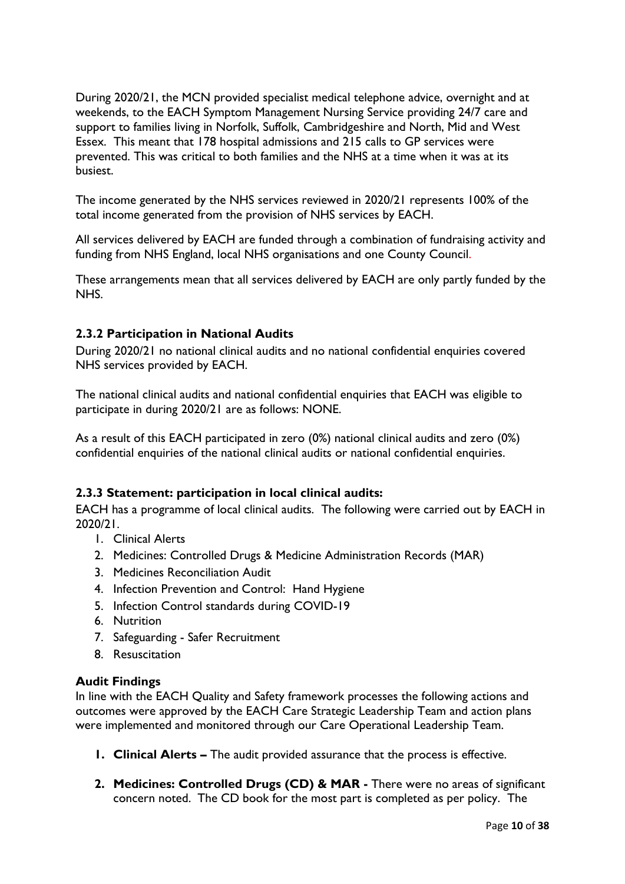During 2020/21, the MCN provided specialist medical telephone advice, overnight and at weekends, to the EACH Symptom Management Nursing Service providing 24/7 care and support to families living in Norfolk, Suffolk, Cambridgeshire and North, Mid and West Essex. This meant that 178 hospital admissions and 215 calls to GP services were prevented. This was critical to both families and the NHS at a time when it was at its busiest.

The income generated by the NHS services reviewed in 2020/21 represents 100% of the total income generated from the provision of NHS services by EACH.

All services delivered by EACH are funded through a combination of fundraising activity and funding from NHS England, local NHS organisations and one County Council.

These arrangements mean that all services delivered by EACH are only partly funded by the NHS.

### 2.3.2 Participation in National Audits

During 2020/21 no national clinical audits and no national confidential enquiries covered NHS services provided by EACH.

The national clinical audits and national confidential enquiries that EACH was eligible to participate in during 2020/21 are as follows: NONE.

As a result of this EACH participated in zero (0%) national clinical audits and zero (0%) confidential enquiries of the national clinical audits or national confidential enquiries.

### 2.3.3 Statement: participation in local clinical audits:

EACH has a programme of local clinical audits. The following were carried out by EACH in 2020/21.

1. Clinical Alerts
2. Medicines: Controlled Drugs & Medicine Administration Records (MAR)
3. Medicines Reconciliation Audit
4. Infection Prevention and Control: Hand Hygiene
5. Infection Control standards during COVID-19
6. Nutrition
7. Safeguarding - Safer Recruitment
8. Resuscitation

**Audit Findings**

In line with the EACH Quality and Safety framework processes the following actions and outcomes were approved by the EACH Care Strategic Leadership Team and action plans were implemented and monitored through our Care Operational Leadership Team.

1. **Clinical Alerts –** The audit provided assurance that the process is effective.
2. **Medicines: Controlled Drugs (CD) & MAR -** There were no areas of significant concern noted. The CD book for the most part is completed as per policy. The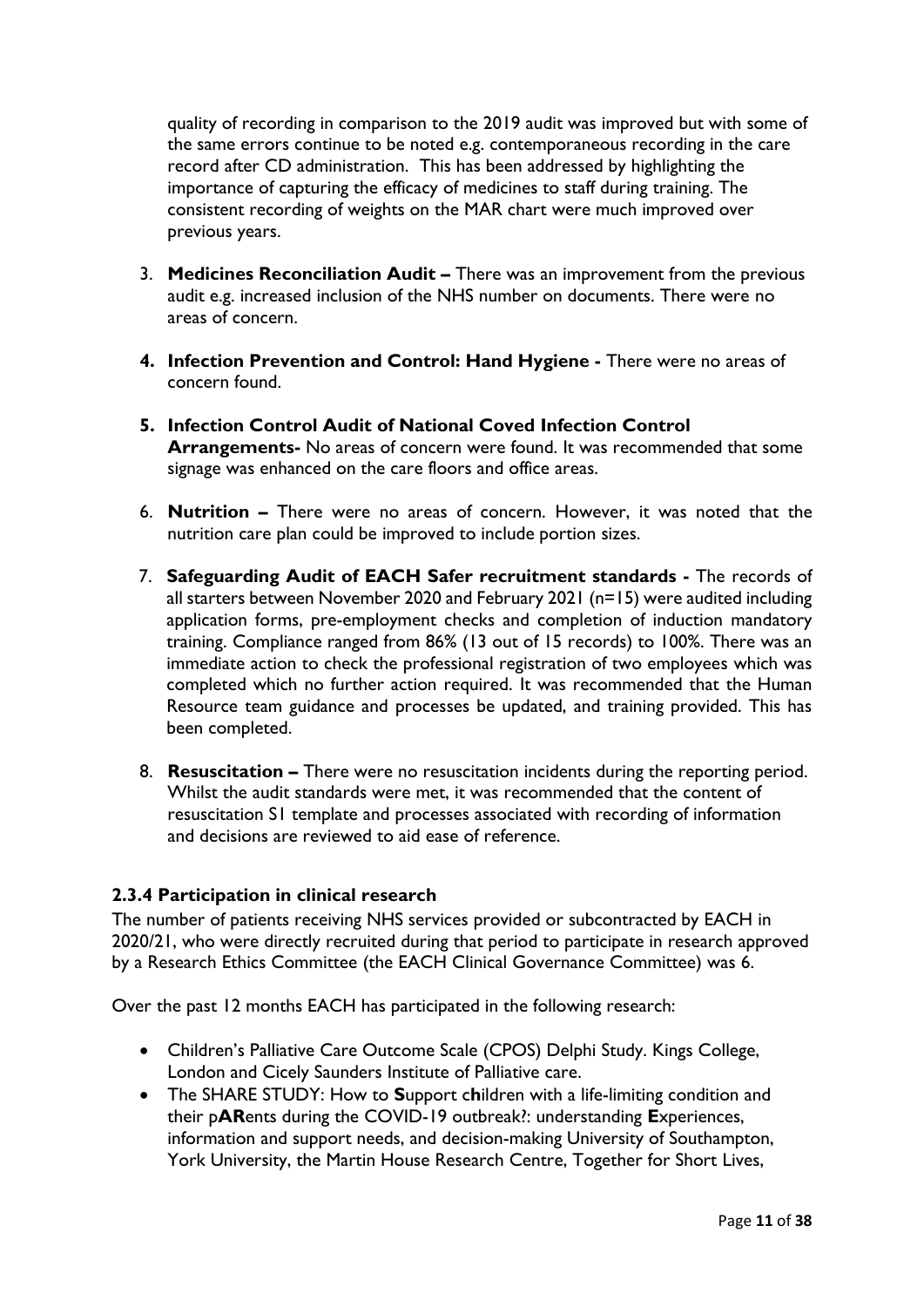quality of recording in comparison to the 2019 audit was improved but with some of the same errors continue to be noted e.g. contemporaneous recording in the care record after CD administration. This has been addressed by highlighting the importance of capturing the efficacy of medicines to staff during training. The consistent recording of weights on the MAR chart were much improved over previous years.

3. **Medicines Reconciliation Audit –** There was an improvement from the previous audit e.g. increased inclusion of the NHS number on documents. There were no areas of concern.
4. **Infection Prevention and Control: Hand Hygiene -** There were no areas of concern found.
5. **Infection Control Audit of National Coved Infection Control Arrangements-** No areas of concern were found. It was recommended that some signage was enhanced on the care floors and office areas.
6. **Nutrition –** There were no areas of concern. However, it was noted that the nutrition care plan could be improved to include portion sizes.
7. **Safeguarding Audit of EACH Safer recruitment standards -** The records of all starters between November 2020 and February 2021 (n=15) were audited including application forms, pre-employment checks and completion of induction mandatory training. Compliance ranged from 86% (13 out of 15 records) to 100%. There was an immediate action to check the professional registration of two employees which was completed which no further action required. It was recommended that the Human Resource team guidance and processes be updated, and training provided. This has been completed.
8. **Resuscitation –** There were no resuscitation incidents during the reporting period. Whilst the audit standards were met, it was recommended that the content of resuscitation S1 template and processes associated with recording of information and decisions are reviewed to aid ease of reference.

### 2.3.4 Participation in clinical research

The number of patients receiving NHS services provided or subcontracted by EACH in 2020/21, who were directly recruited during that period to participate in research approved by a Research Ethics Committee (the EACH Clinical Governance Committee) was 6.

Over the past 12 months EACH has participated in the following research:

- Children's Palliative Care Outcome Scale (CPOS) Delphi Study. Kings College, London and Cicely Saunders Institute of Palliative care.
- The SHARE STUDY: How to **S**upport c**h**ildren with a life-limiting condition and their p**AR**ents during the COVID-19 outbreak?: understanding **E**xperiences, information and support needs, and decision-making University of Southampton, York University, the Martin House Research Centre, Together for Short Lives,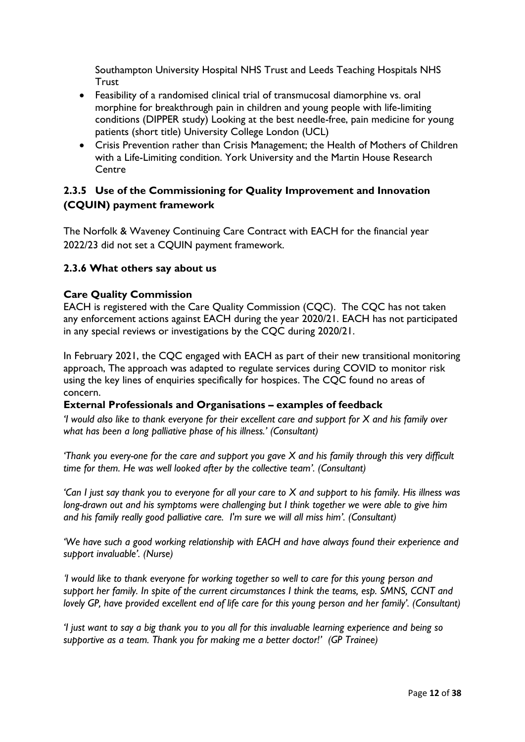Southampton University Hospital NHS Trust and Leeds Teaching Hospitals NHS Trust

- Feasibility of a randomised clinical trial of transmucosal diamorphine vs. oral morphine for breakthrough pain in children and young people with life-limiting conditions (DIPPER study) Looking at the best needle-free, pain medicine for young patients (short title) University College London (UCL)
- Crisis Prevention rather than Crisis Management; the Health of Mothers of Children with a Life-Limiting condition. York University and the Martin House Research Centre

### 2.3.5 Use of the Commissioning for Quality Improvement and Innovation (CQUIN) payment framework

The Norfolk & Waveney Continuing Care Contract with EACH for the financial year 2022/23 did not set a CQUIN payment framework.

### 2.3.6 What others say about us

**Care Quality Commission**

EACH is registered with the Care Quality Commission (CQC). The CQC has not taken any enforcement actions against EACH during the year 2020/21. EACH has not participated in any special reviews or investigations by the CQC during 2020/21.

In February 2021, the CQC engaged with EACH as part of their new transitional monitoring approach, The approach was adapted to regulate services during COVID to monitor risk using the key lines of enquiries specifically for hospices. The CQC found no areas of concern.

**External Professionals and Organisations – examples of feedback**

*'I would also like to thank everyone for their excellent care and support for X and his family over what has been a long palliative phase of his illness.' (Consultant)*

*'Thank you every-one for the care and support you gave X and his family through this very difficult time for them. He was well looked after by the collective team'. (Consultant)*

*'Can I just say thank you to everyone for all your care to X and support to his family. His illness was long-drawn out and his symptoms were challenging but I think together we were able to give him and his family really good palliative care. I'm sure we will all miss him'. (Consultant)*

*'We have such a good working relationship with EACH and have always found their experience and support invaluable'. (Nurse)*

*'I would like to thank everyone for working together so well to care for this young person and support her family. In spite of the current circumstances I think the teams, esp. SMNS, CCNT and lovely GP, have provided excellent end of life care for this young person and her family'. (Consultant)*

*'I just want to say a big thank you to you all for this invaluable learning experience and being so supportive as a team. Thank you for making me a better doctor!' (GP Trainee)*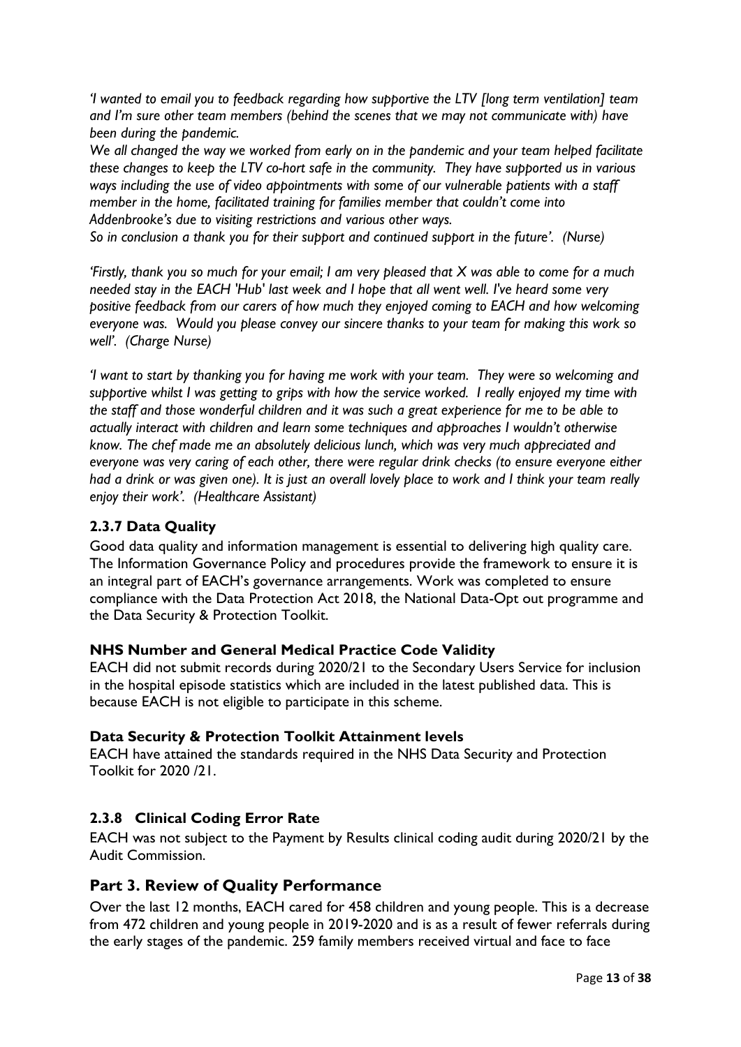*'I wanted to email you to feedback regarding how supportive the LTV [long term ventilation] team and I'm sure other team members (behind the scenes that we may not communicate with) have been during the pandemic.*
*We all changed the way we worked from early on in the pandemic and your team helped facilitate these changes to keep the LTV co-hort safe in the community. They have supported us in various ways including the use of video appointments with some of our vulnerable patients with a staff member in the home, facilitated training for families member that couldn't come into Addenbrooke's due to visiting restrictions and various other ways.*
*So in conclusion a thank you for their support and continued support in the future'. (Nurse)*

*'Firstly, thank you so much for your email; I am very pleased that X was able to come for a much needed stay in the EACH 'Hub' last week and I hope that all went well. I've heard some very positive feedback from our carers of how much they enjoyed coming to EACH and how welcoming everyone was. Would you please convey our sincere thanks to your team for making this work so well'. (Charge Nurse)*

*'I want to start by thanking you for having me work with your team. They were so welcoming and supportive whilst I was getting to grips with how the service worked. I really enjoyed my time with the staff and those wonderful children and it was such a great experience for me to be able to actually interact with children and learn some techniques and approaches I wouldn't otherwise know. The chef made me an absolutely delicious lunch, which was very much appreciated and everyone was very caring of each other, there were regular drink checks (to ensure everyone either had a drink or was given one). It is just an overall lovely place to work and I think your team really enjoy their work'. (Healthcare Assistant)*

### 2.3.7 Data Quality

Good data quality and information management is essential to delivering high quality care. The Information Governance Policy and procedures provide the framework to ensure it is an integral part of EACH's governance arrangements. Work was completed to ensure compliance with the Data Protection Act 2018, the National Data-Opt out programme and the Data Security & Protection Toolkit.

#### NHS Number and General Medical Practice Code Validity

EACH did not submit records during 2020/21 to the Secondary Users Service for inclusion in the hospital episode statistics which are included in the latest published data. This is because EACH is not eligible to participate in this scheme.

#### Data Security & Protection Toolkit Attainment levels

EACH have attained the standards required in the NHS Data Security and Protection Toolkit for 2020 /21.

### 2.3.8 Clinical Coding Error Rate

EACH was not subject to the Payment by Results clinical coding audit during 2020/21 by the Audit Commission.

## Part 3. Review of Quality Performance

Over the last 12 months, EACH cared for 458 children and young people. This is a decrease from 472 children and young people in 2019-2020 and is as a result of fewer referrals during the early stages of the pandemic. 259 family members received virtual and face to face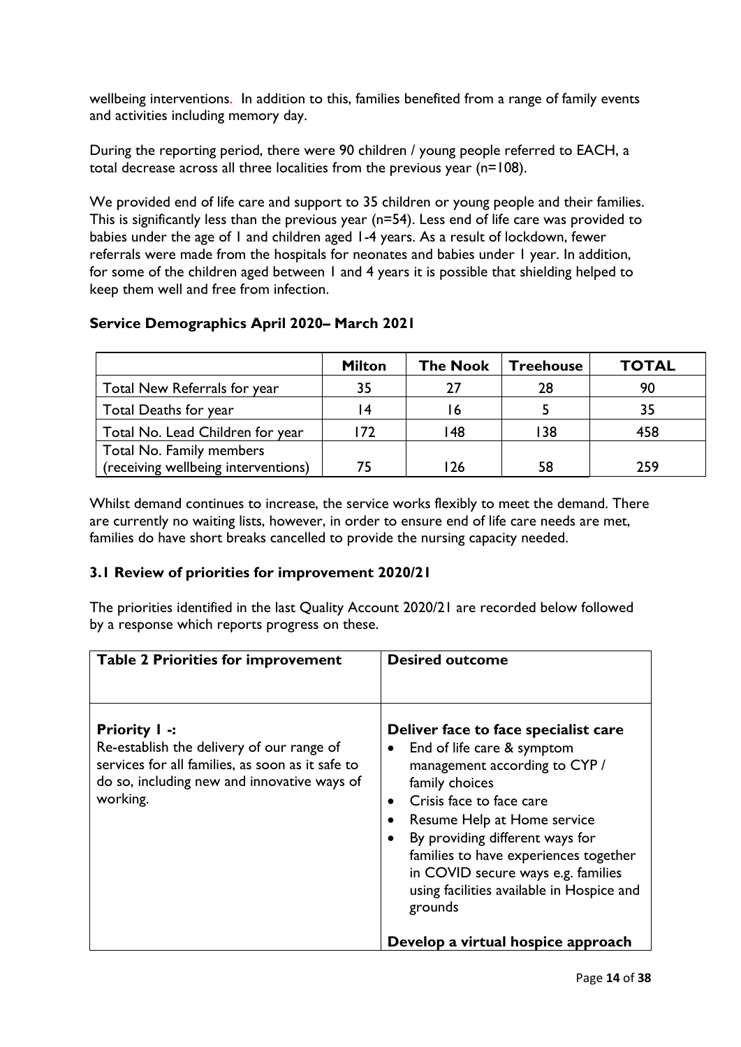wellbeing interventions. In addition to this, families benefited from a range of family events and activities including memory day.

During the reporting period, there were 90 children / young people referred to EACH, a total decrease across all three localities from the previous year (n=108).

We provided end of life care and support to 35 children or young people and their families. This is significantly less than the previous year (n=54). Less end of life care was provided to babies under the age of 1 and children aged 1-4 years. As a result of lockdown, fewer referrals were made from the hospitals for neonates and babies under 1 year. In addition, for some of the children aged between 1 and 4 years it is possible that shielding helped to keep them well and free from infection.

**Service Demographics April 2020– March 2021**

| | Milton | The Nook | Treehouse | TOTAL |
|---|---|---|---|---|
| Total New Referrals for year | 35 | 27 | 28 | 90 |
| Total Deaths for year | 14 | 16 | 5 | 35 |
| Total No. Lead Children for year | 172 | 148 | 138 | 458 |
| Total No. Family members (receiving wellbeing interventions) | 75 | 126 | 58 | 259 |

Whilst demand continues to increase, the service works flexibly to meet the demand. There are currently no waiting lists, however, in order to ensure end of life care needs are met, families do have short breaks cancelled to provide the nursing capacity needed.

### 3.1 Review of priorities for improvement 2020/21

The priorities identified in the last Quality Account 2020/21 are recorded below followed by a response which reports progress on these.

| Table 2 Priorities for improvement | Desired outcome |
|---|---|
| **Priority 1 -:** Re-establish the delivery of our range of services for all families, as soon as it safe to do so, including new and innovative ways of working. | **Deliver face to face specialist care**<br>• End of life care & symptom management according to CYP / family choices<br>• Crisis face to face care<br>• Resume Help at Home service<br>• By providing different ways for families to have experiences together in COVID secure ways e.g. families using facilities available in Hospice and grounds<br><br>**Develop a virtual hospice approach** |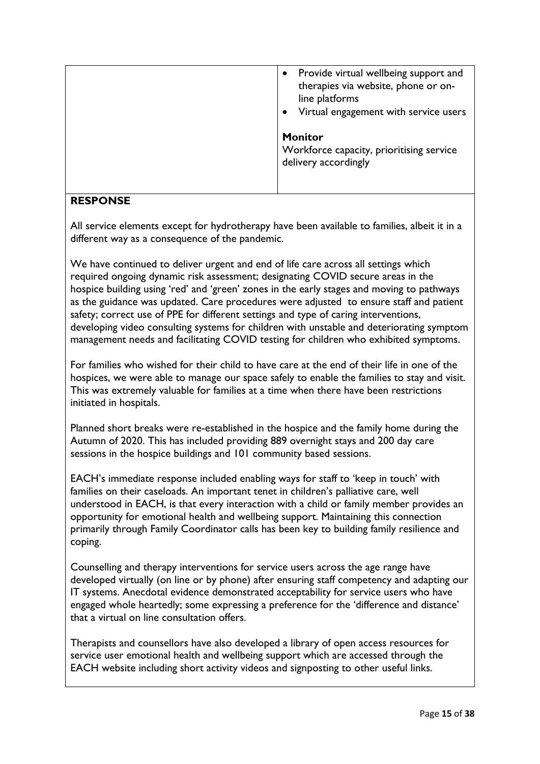| | <ul><li>Provide virtual wellbeing support and therapies via website, phone or on-line platforms</li><li>Virtual engagement with service users</li></ul> **Monitor** Workforce capacity, prioritising service delivery accordingly |
|---|---|

**RESPONSE**

All service elements except for hydrotherapy have been available to families, albeit it in a different way as a consequence of the pandemic.

We have continued to deliver urgent and end of life care across all settings which required ongoing dynamic risk assessment; designating COVID secure areas in the hospice building using 'red' and 'green' zones in the early stages and moving to pathways as the guidance was updated. Care procedures were adjusted to ensure staff and patient safety; correct use of PPE for different settings and type of caring interventions, developing video consulting systems for children with unstable and deteriorating symptom management needs and facilitating COVID testing for children who exhibited symptoms.

For families who wished for their child to have care at the end of their life in one of the hospices, we were able to manage our space safely to enable the families to stay and visit. This was extremely valuable for families at a time when there have been restrictions initiated in hospitals.

Planned short breaks were re-established in the hospice and the family home during the Autumn of 2020. This has included providing 889 overnight stays and 200 day care sessions in the hospice buildings and 101 community based sessions.

EACH's immediate response included enabling ways for staff to 'keep in touch' with families on their caseloads. An important tenet in children's palliative care, well understood in EACH, is that every interaction with a child or family member provides an opportunity for emotional health and wellbeing support. Maintaining this connection primarily through Family Coordinator calls has been key to building family resilience and coping.

Counselling and therapy interventions for service users across the age range have developed virtually (on line or by phone) after ensuring staff competency and adapting our IT systems. Anecdotal evidence demonstrated acceptability for service users who have engaged whole heartedly; some expressing a preference for the 'difference and distance' that a virtual on line consultation offers.

Therapists and counsellors have also developed a library of open access resources for service user emotional health and wellbeing support which are accessed through the EACH website including short activity videos and signposting to other useful links.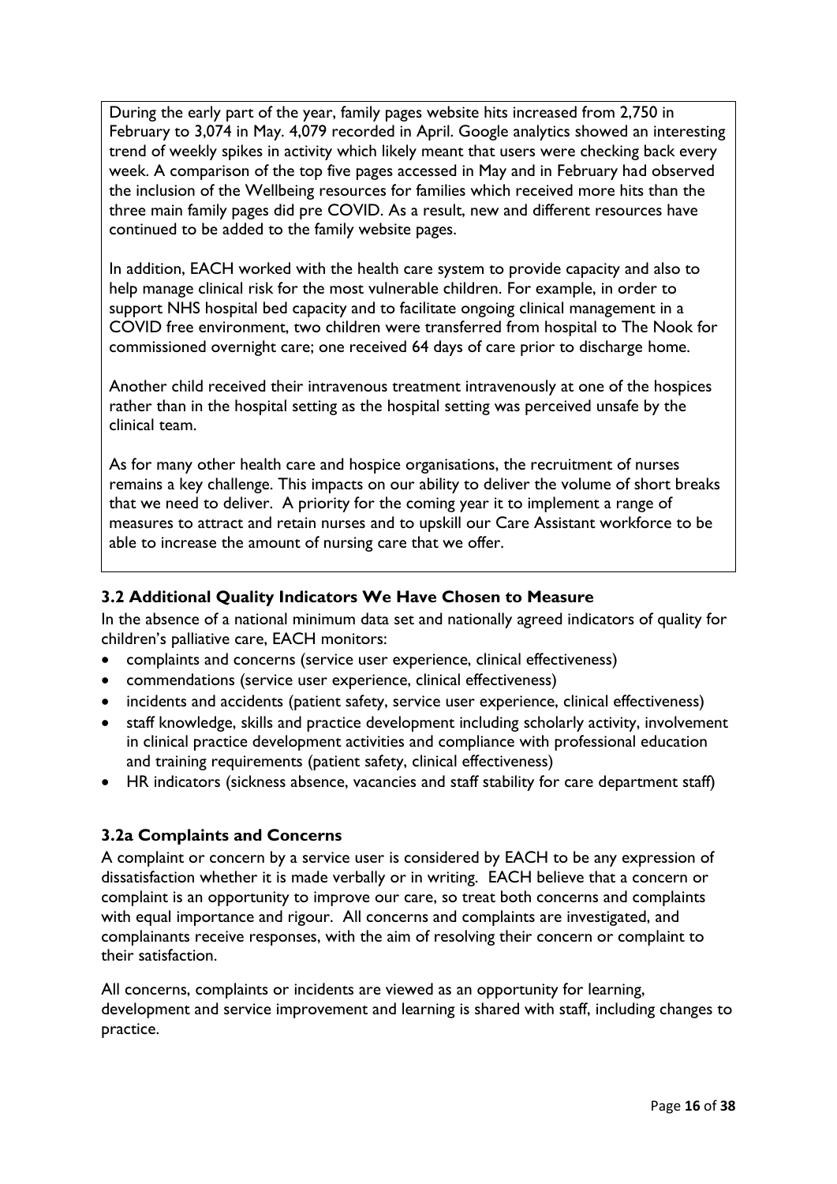During the early part of the year, family pages website hits increased from 2,750 in February to 3,074 in May. 4,079 recorded in April. Google analytics showed an interesting trend of weekly spikes in activity which likely meant that users were checking back every week. A comparison of the top five pages accessed in May and in February had observed the inclusion of the Wellbeing resources for families which received more hits than the three main family pages did pre COVID. As a result, new and different resources have continued to be added to the family website pages.

In addition, EACH worked with the health care system to provide capacity and also to help manage clinical risk for the most vulnerable children. For example, in order to support NHS hospital bed capacity and to facilitate ongoing clinical management in a COVID free environment, two children were transferred from hospital to The Nook for commissioned overnight care; one received 64 days of care prior to discharge home.

Another child received their intravenous treatment intravenously at one of the hospices rather than in the hospital setting as the hospital setting was perceived unsafe by the clinical team.

As for many other health care and hospice organisations, the recruitment of nurses remains a key challenge. This impacts on our ability to deliver the volume of short breaks that we need to deliver. A priority for the coming year it to implement a range of measures to attract and retain nurses and to upskill our Care Assistant workforce to be able to increase the amount of nursing care that we offer.

### 3.2 Additional Quality Indicators We Have Chosen to Measure

In the absence of a national minimum data set and nationally agreed indicators of quality for children's palliative care, EACH monitors:

- complaints and concerns (service user experience, clinical effectiveness)
- commendations (service user experience, clinical effectiveness)
- incidents and accidents (patient safety, service user experience, clinical effectiveness)
- staff knowledge, skills and practice development including scholarly activity, involvement in clinical practice development activities and compliance with professional education and training requirements (patient safety, clinical effectiveness)
- HR indicators (sickness absence, vacancies and staff stability for care department staff)

### 3.2a Complaints and Concerns

A complaint or concern by a service user is considered by EACH to be any expression of dissatisfaction whether it is made verbally or in writing. EACH believe that a concern or complaint is an opportunity to improve our care, so treat both concerns and complaints with equal importance and rigour. All concerns and complaints are investigated, and complainants receive responses, with the aim of resolving their concern or complaint to their satisfaction.

All concerns, complaints or incidents are viewed as an opportunity for learning, development and service improvement and learning is shared with staff, including changes to practice.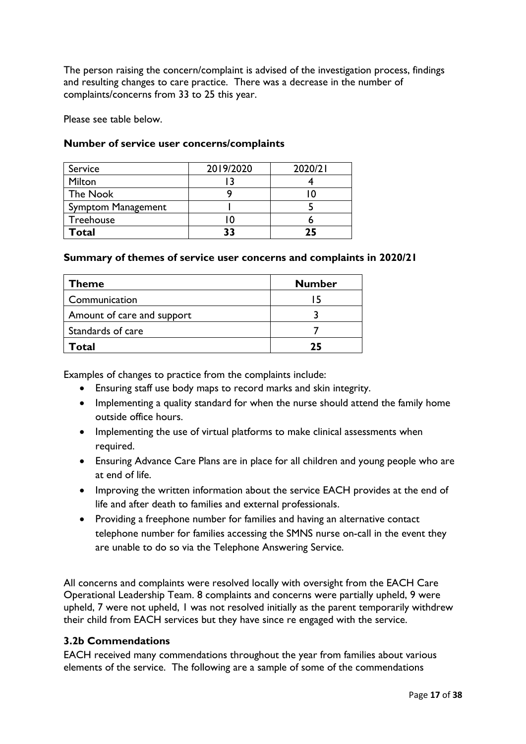The person raising the concern/complaint is advised of the investigation process, findings and resulting changes to care practice. There was a decrease in the number of complaints/concerns from 33 to 25 this year.

Please see table below.

**Number of service user concerns/complaints**

| Service | 2019/2020 | 2020/21 |
|---|---|---|
| Milton | 13 | 4 |
| The Nook | 9 | 10 |
| Symptom Management | 1 | 5 |
| Treehouse | 10 | 6 |
| **Total** | **33** | **25** |

**Summary of themes of service user concerns and complaints in 2020/21**

| **Theme** | **Number** |
|---|---|
| Communication | 15 |
| Amount of care and support | 3 |
| Standards of care | 7 |
| **Total** | **25** |

Examples of changes to practice from the complaints include:

- Ensuring staff use body maps to record marks and skin integrity.
- Implementing a quality standard for when the nurse should attend the family home outside office hours.
- Implementing the use of virtual platforms to make clinical assessments when required.
- Ensuring Advance Care Plans are in place for all children and young people who are at end of life.
- Improving the written information about the service EACH provides at the end of life and after death to families and external professionals.
- Providing a freephone number for families and having an alternative contact telephone number for families accessing the SMNS nurse on-call in the event they are unable to do so via the Telephone Answering Service.

All concerns and complaints were resolved locally with oversight from the EACH Care Operational Leadership Team. 8 complaints and concerns were partially upheld, 9 were upheld, 7 were not upheld, 1 was not resolved initially as the parent temporarily withdrew their child from EACH services but they have since re engaged with the service.

### 3.2b Commendations

EACH received many commendations throughout the year from families about various elements of the service. The following are a sample of some of the commendations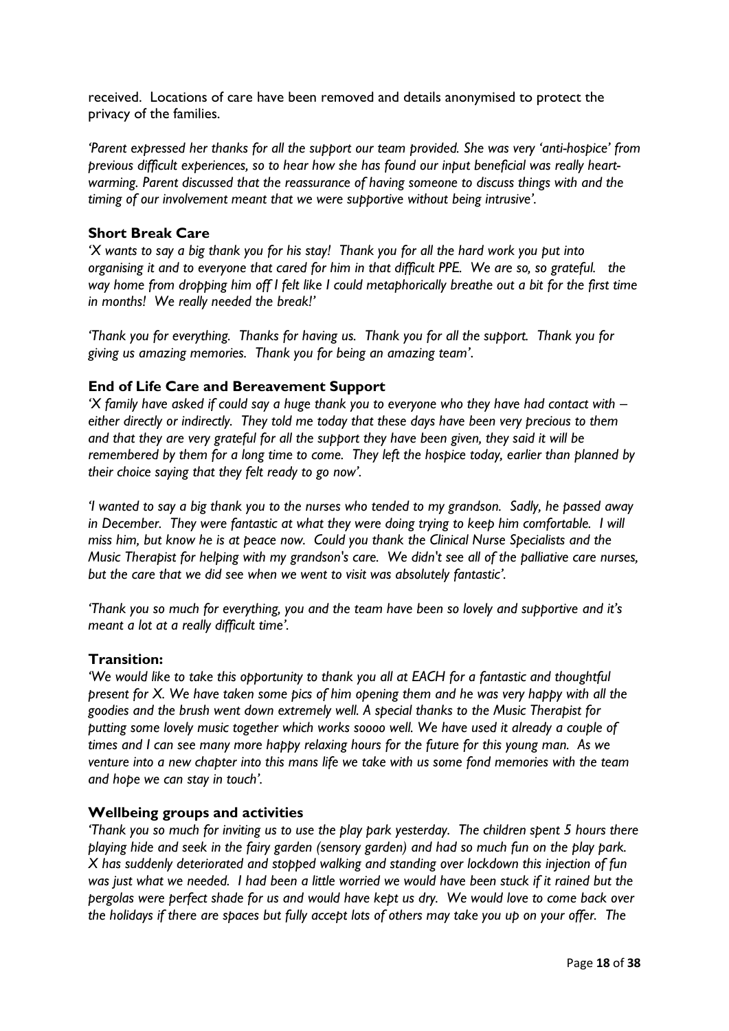received. Locations of care have been removed and details anonymised to protect the privacy of the families.

*'Parent expressed her thanks for all the support our team provided. She was very 'anti-hospice' from previous difficult experiences, so to hear how she has found our input beneficial was really heart-warming. Parent discussed that the reassurance of having someone to discuss things with and the timing of our involvement meant that we were supportive without being intrusive'.*

### Short Break Care

*'X wants to say a big thank you for his stay! Thank you for all the hard work you put into organising it and to everyone that cared for him in that difficult PPE. We are so, so grateful. the way home from dropping him off I felt like I could metaphorically breathe out a bit for the first time in months! We really needed the break!'*

*'Thank you for everything. Thanks for having us. Thank you for all the support. Thank you for giving us amazing memories. Thank you for being an amazing team'.*

### End of Life Care and Bereavement Support

*'X family have asked if could say a huge thank you to everyone who they have had contact with – either directly or indirectly. They told me today that these days have been very precious to them and that they are very grateful for all the support they have been given, they said it will be remembered by them for a long time to come. They left the hospice today, earlier than planned by their choice saying that they felt ready to go now'.*

*'I wanted to say a big thank you to the nurses who tended to my grandson. Sadly, he passed away in December. They were fantastic at what they were doing trying to keep him comfortable. I will miss him, but know he is at peace now. Could you thank the Clinical Nurse Specialists and the Music Therapist for helping with my grandson's care. We didn't see all of the palliative care nurses, but the care that we did see when we went to visit was absolutely fantastic'.*

*'Thank you so much for everything, you and the team have been so lovely and supportive and it's meant a lot at a really difficult time'.*

### Transition:

*'We would like to take this opportunity to thank you all at EACH for a fantastic and thoughtful present for X. We have taken some pics of him opening them and he was very happy with all the goodies and the brush went down extremely well. A special thanks to the Music Therapist for putting some lovely music together which works soooo well. We have used it already a couple of times and I can see many more happy relaxing hours for the future for this young man. As we venture into a new chapter into this mans life we take with us some fond memories with the team and hope we can stay in touch'.*

### Wellbeing groups and activities

*'Thank you so much for inviting us to use the play park yesterday. The children spent 5 hours there playing hide and seek in the fairy garden (sensory garden) and had so much fun on the play park. X has suddenly deteriorated and stopped walking and standing over lockdown this injection of fun was just what we needed. I had been a little worried we would have been stuck if it rained but the pergolas were perfect shade for us and would have kept us dry. We would love to come back over the holidays if there are spaces but fully accept lots of others may take you up on your offer. The*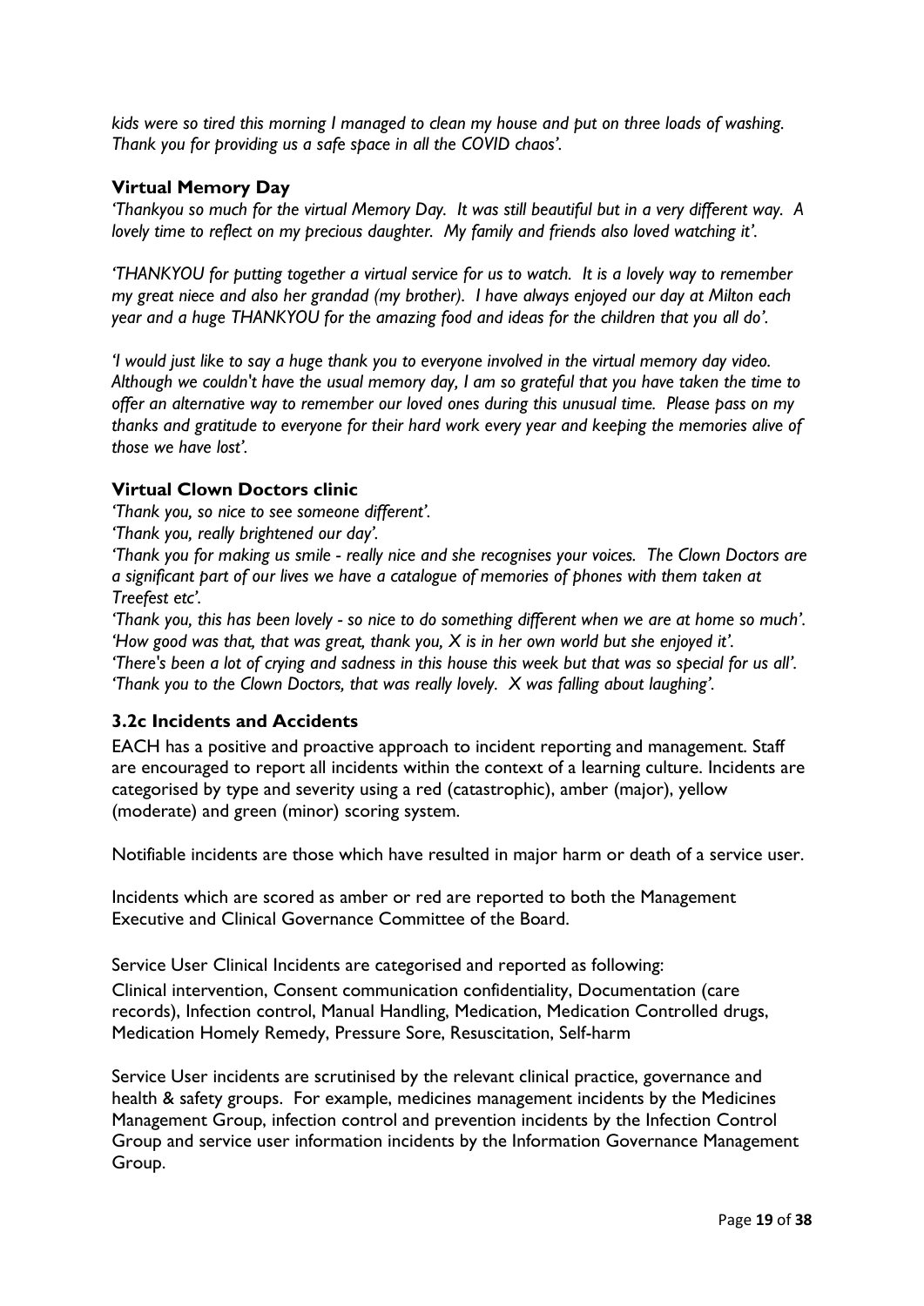*kids were so tired this morning I managed to clean my house and put on three loads of washing. Thank you for providing us a safe space in all the COVID chaos'.*

### Virtual Memory Day

*'Thankyou so much for the virtual Memory Day. It was still beautiful but in a very different way. A lovely time to reflect on my precious daughter. My family and friends also loved watching it'.*

*'THANKYOU for putting together a virtual service for us to watch. It is a lovely way to remember my great niece and also her grandad (my brother). I have always enjoyed our day at Milton each year and a huge THANKYOU for the amazing food and ideas for the children that you all do'.*

*'I would just like to say a huge thank you to everyone involved in the virtual memory day video. Although we couldn't have the usual memory day, I am so grateful that you have taken the time to offer an alternative way to remember our loved ones during this unusual time. Please pass on my thanks and gratitude to everyone for their hard work every year and keeping the memories alive of those we have lost'.*

### Virtual Clown Doctors clinic

*'Thank you, so nice to see someone different'.*
*'Thank you, really brightened our day'.*
*'Thank you for making us smile - really nice and she recognises your voices. The Clown Doctors are a significant part of our lives we have a catalogue of memories of phones with them taken at Treefest etc'.*
*'Thank you, this has been lovely - so nice to do something different when we are at home so much'.*
*'How good was that, that was great, thank you, X is in her own world but she enjoyed it'.*
*'There's been a lot of crying and sadness in this house this week but that was so special for us all'.*
*'Thank you to the Clown Doctors, that was really lovely. X was falling about laughing'.*

### 3.2c Incidents and Accidents

EACH has a positive and proactive approach to incident reporting and management. Staff are encouraged to report all incidents within the context of a learning culture. Incidents are categorised by type and severity using a red (catastrophic), amber (major), yellow (moderate) and green (minor) scoring system.

Notifiable incidents are those which have resulted in major harm or death of a service user.

Incidents which are scored as amber or red are reported to both the Management Executive and Clinical Governance Committee of the Board.

Service User Clinical Incidents are categorised and reported as following:
Clinical intervention, Consent communication confidentiality, Documentation (care records), Infection control, Manual Handling, Medication, Medication Controlled drugs, Medication Homely Remedy, Pressure Sore, Resuscitation, Self-harm

Service User incidents are scrutinised by the relevant clinical practice, governance and health & safety groups. For example, medicines management incidents by the Medicines Management Group, infection control and prevention incidents by the Infection Control Group and service user information incidents by the Information Governance Management Group.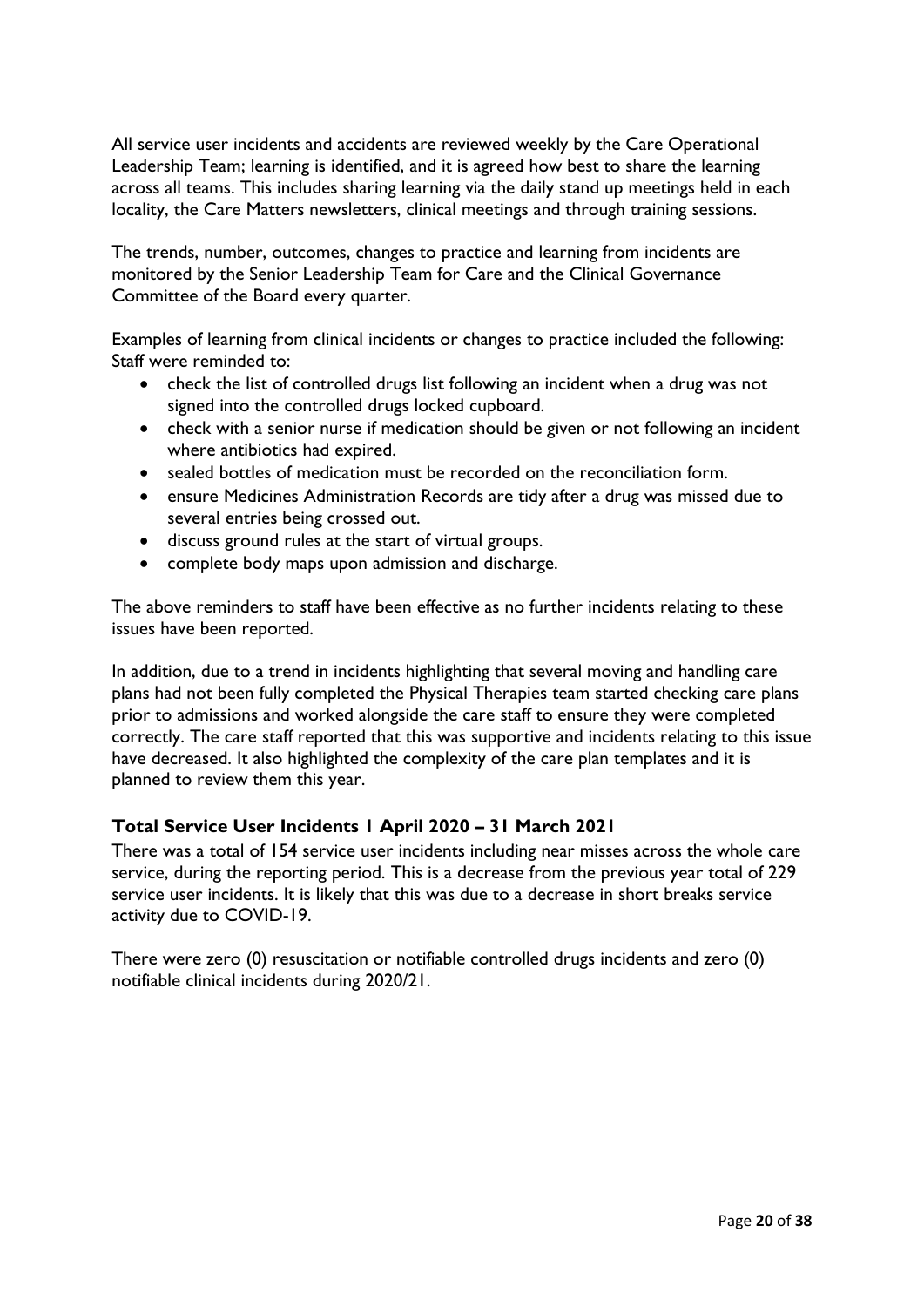All service user incidents and accidents are reviewed weekly by the Care Operational Leadership Team; learning is identified, and it is agreed how best to share the learning across all teams. This includes sharing learning via the daily stand up meetings held in each locality, the Care Matters newsletters, clinical meetings and through training sessions.

The trends, number, outcomes, changes to practice and learning from incidents are monitored by the Senior Leadership Team for Care and the Clinical Governance Committee of the Board every quarter.

Examples of learning from clinical incidents or changes to practice included the following: Staff were reminded to:

- check the list of controlled drugs list following an incident when a drug was not signed into the controlled drugs locked cupboard.
- check with a senior nurse if medication should be given or not following an incident where antibiotics had expired.
- sealed bottles of medication must be recorded on the reconciliation form.
- ensure Medicines Administration Records are tidy after a drug was missed due to several entries being crossed out.
- discuss ground rules at the start of virtual groups.
- complete body maps upon admission and discharge.

The above reminders to staff have been effective as no further incidents relating to these issues have been reported.

In addition, due to a trend in incidents highlighting that several moving and handling care plans had not been fully completed the Physical Therapies team started checking care plans prior to admissions and worked alongside the care staff to ensure they were completed correctly. The care staff reported that this was supportive and incidents relating to this issue have decreased. It also highlighted the complexity of the care plan templates and it is planned to review them this year.

### Total Service User Incidents 1 April 2020 – 31 March 2021

There was a total of 154 service user incidents including near misses across the whole care service, during the reporting period. This is a decrease from the previous year total of 229 service user incidents. It is likely that this was due to a decrease in short breaks service activity due to COVID-19.

There were zero (0) resuscitation or notifiable controlled drugs incidents and zero (0) notifiable clinical incidents during 2020/21.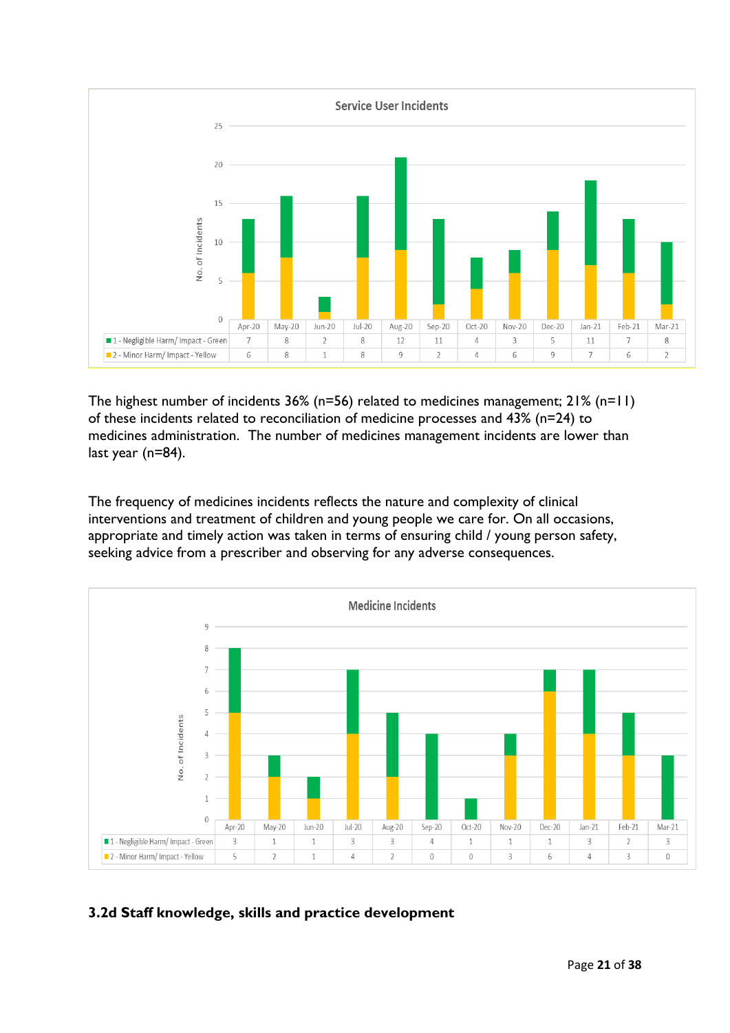**Service User Incidents**

| | Apr-20 | May-20 | Jun-20 | Jul-20 | Aug-20 | Sep-20 | Oct-20 | Nov-20 | Dec-20 | Jan-21 | Feb-21 | Mar-21 |
|---|---|---|---|---|---|---|---|---|---|---|---|---|
| 1 - Negligible Harm/ Impact - Green | 7 | 8 | 2 | 8 | 12 | 11 | 4 | 3 | 5 | 11 | 7 | 8 |
| 2 - Minor Harm/ Impact - Yellow | 6 | 8 | 1 | 8 | 9 | 2 | 4 | 6 | 9 | 7 | 6 | 2 |

The highest number of incidents 36% (n=56) related to medicines management; 21% (n=11) of these incidents related to reconciliation of medicine processes and 43% (n=24) to medicines administration. The number of medicines management incidents are lower than last year (n=84).

The frequency of medicines incidents reflects the nature and complexity of clinical interventions and treatment of children and young people we care for. On all occasions, appropriate and timely action was taken in terms of ensuring child / young person safety, seeking advice from a prescriber and observing for any adverse consequences.

**Medicine Incidents**

| | Apr-20 | May-20 | Jun-20 | Jul-20 | Aug-20 | Sep-20 | Oct-20 | Nov-20 | Dec-20 | Jan-21 | Feb-21 | Mar-21 |
|---|---|---|---|---|---|---|---|---|---|---|---|---|
| 1 - Negligible Harm/ Impact - Green | 3 | 1 | 1 | 3 | 3 | 4 | 1 | 1 | 1 | 3 | 2 | 3 |
| 2 - Minor Harm/ Impact - Yellow | 5 | 2 | 1 | 4 | 2 | 0 | 0 | 3 | 6 | 4 | 3 | 0 |

### 3.2d Staff knowledge, skills and practice development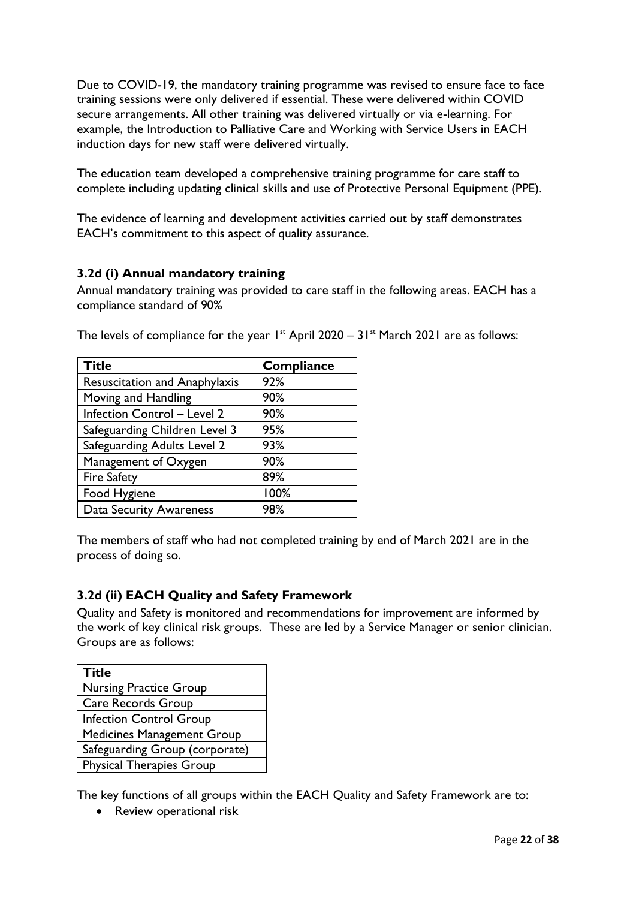Due to COVID-19, the mandatory training programme was revised to ensure face to face training sessions were only delivered if essential. These were delivered within COVID secure arrangements. All other training was delivered virtually or via e-learning. For example, the Introduction to Palliative Care and Working with Service Users in EACH induction days for new staff were delivered virtually.

The education team developed a comprehensive training programme for care staff to complete including updating clinical skills and use of Protective Personal Equipment (PPE).

The evidence of learning and development activities carried out by staff demonstrates EACH's commitment to this aspect of quality assurance.

### 3.2d (i) Annual mandatory training

Annual mandatory training was provided to care staff in the following areas. EACH has a compliance standard of 90%

The levels of compliance for the year 1st April 2020 – 31st March 2021 are as follows:

| Title | Compliance |
|---|---|
| Resuscitation and Anaphylaxis | 92% |
| Moving and Handling | 90% |
| Infection Control – Level 2 | 90% |
| Safeguarding Children Level 3 | 95% |
| Safeguarding Adults Level 2 | 93% |
| Management of Oxygen | 90% |
| Fire Safety | 89% |
| Food Hygiene | 100% |
| Data Security Awareness | 98% |

The members of staff who had not completed training by end of March 2021 are in the process of doing so.

### 3.2d (ii) EACH Quality and Safety Framework

Quality and Safety is monitored and recommendations for improvement are informed by the work of key clinical risk groups. These are led by a Service Manager or senior clinician. Groups are as follows:

| Title |
|---|
| Nursing Practice Group |
| Care Records Group |
| Infection Control Group |
| Medicines Management Group |
| Safeguarding Group (corporate) |
| Physical Therapies Group |

The key functions of all groups within the EACH Quality and Safety Framework are to:

- Review operational risk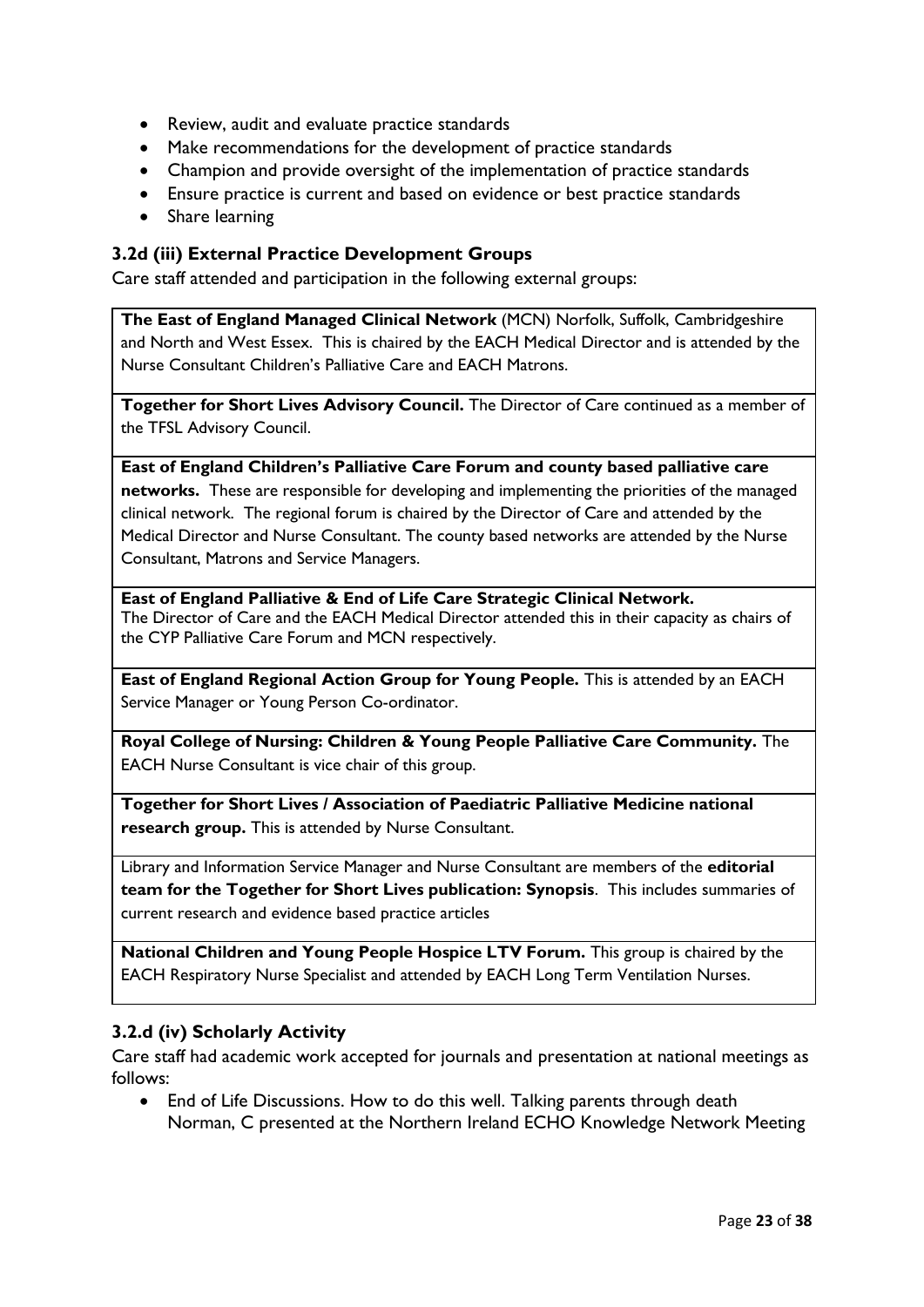- Review, audit and evaluate practice standards
- Make recommendations for the development of practice standards
- Champion and provide oversight of the implementation of practice standards
- Ensure practice is current and based on evidence or best practice standards
- Share learning

### 3.2d (iii) External Practice Development Groups

Care staff attended and participation in the following external groups:

**The East of England Managed Clinical Network** (MCN) Norfolk, Suffolk, Cambridgeshire and North and West Essex. This is chaired by the EACH Medical Director and is attended by the Nurse Consultant Children's Palliative Care and EACH Matrons.

**Together for Short Lives Advisory Council.** The Director of Care continued as a member of the TFSL Advisory Council.

**East of England Children's Palliative Care Forum and county based palliative care networks.** These are responsible for developing and implementing the priorities of the managed clinical network. The regional forum is chaired by the Director of Care and attended by the Medical Director and Nurse Consultant. The county based networks are attended by the Nurse Consultant, Matrons and Service Managers.

**East of England Palliative & End of Life Care Strategic Clinical Network.**
The Director of Care and the EACH Medical Director attended this in their capacity as chairs of the CYP Palliative Care Forum and MCN respectively.

**East of England Regional Action Group for Young People.** This is attended by an EACH Service Manager or Young Person Co-ordinator.

**Royal College of Nursing: Children & Young People Palliative Care Community.** The EACH Nurse Consultant is vice chair of this group.

**Together for Short Lives / Association of Paediatric Palliative Medicine national research group.** This is attended by Nurse Consultant.

Library and Information Service Manager and Nurse Consultant are members of the **editorial team for the Together for Short Lives publication: Synopsis**. This includes summaries of current research and evidence based practice articles

**National Children and Young People Hospice LTV Forum.** This group is chaired by the EACH Respiratory Nurse Specialist and attended by EACH Long Term Ventilation Nurses.

### 3.2.d (iv) Scholarly Activity

Care staff had academic work accepted for journals and presentation at national meetings as follows:

- End of Life Discussions. How to do this well. Talking parents through death
  Norman, C presented at the Northern Ireland ECHO Knowledge Network Meeting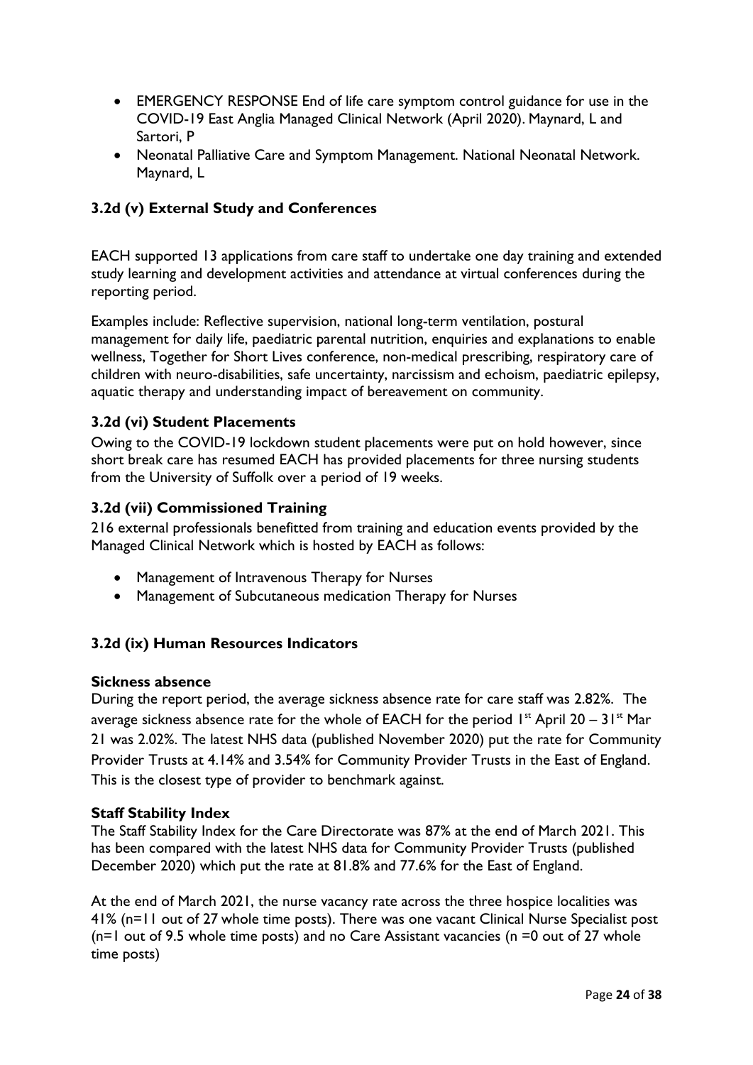- EMERGENCY RESPONSE End of life care symptom control guidance for use in the COVID-19 East Anglia Managed Clinical Network (April 2020). Maynard, L and Sartori, P
- Neonatal Palliative Care and Symptom Management. National Neonatal Network. Maynard, L

### 3.2d (v) External Study and Conferences

EACH supported 13 applications from care staff to undertake one day training and extended study learning and development activities and attendance at virtual conferences during the reporting period.

Examples include: Reflective supervision, national long-term ventilation, postural management for daily life, paediatric parental nutrition, enquiries and explanations to enable wellness, Together for Short Lives conference, non-medical prescribing, respiratory care of children with neuro-disabilities, safe uncertainty, narcissism and echoism, paediatric epilepsy, aquatic therapy and understanding impact of bereavement on community.

### 3.2d (vi) Student Placements

Owing to the COVID-19 lockdown student placements were put on hold however, since short break care has resumed EACH has provided placements for three nursing students from the University of Suffolk over a period of 19 weeks.

### 3.2d (vii) Commissioned Training

216 external professionals benefitted from training and education events provided by the Managed Clinical Network which is hosted by EACH as follows:

- Management of Intravenous Therapy for Nurses
- Management of Subcutaneous medication Therapy for Nurses

### 3.2d (ix) Human Resources Indicators

**Sickness absence**

During the report period, the average sickness absence rate for care staff was 2.82%. The average sickness absence rate for the whole of EACH for the period 1st April 20 – 31st Mar 21 was 2.02%. The latest NHS data (published November 2020) put the rate for Community Provider Trusts at 4.14% and 3.54% for Community Provider Trusts in the East of England. This is the closest type of provider to benchmark against.

**Staff Stability Index**

The Staff Stability Index for the Care Directorate was 87% at the end of March 2021. This has been compared with the latest NHS data for Community Provider Trusts (published December 2020) which put the rate at 81.8% and 77.6% for the East of England.

At the end of March 2021, the nurse vacancy rate across the three hospice localities was 41% (n=11 out of 27 whole time posts). There was one vacant Clinical Nurse Specialist post (n=1 out of 9.5 whole time posts) and no Care Assistant vacancies (n =0 out of 27 whole time posts)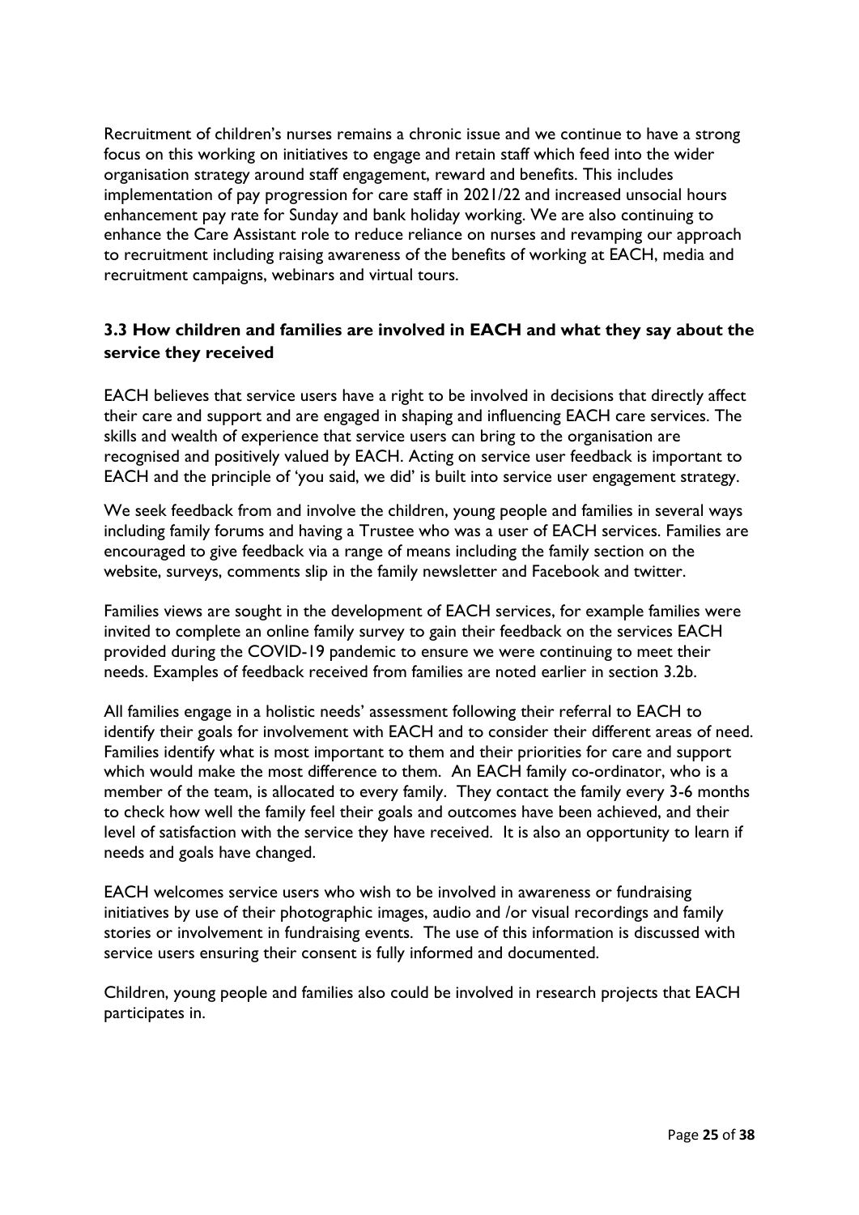Recruitment of children's nurses remains a chronic issue and we continue to have a strong focus on this working on initiatives to engage and retain staff which feed into the wider organisation strategy around staff engagement, reward and benefits. This includes implementation of pay progression for care staff in 2021/22 and increased unsocial hours enhancement pay rate for Sunday and bank holiday working. We are also continuing to enhance the Care Assistant role to reduce reliance on nurses and revamping our approach to recruitment including raising awareness of the benefits of working at EACH, media and recruitment campaigns, webinars and virtual tours.

### 3.3 How children and families are involved in EACH and what they say about the service they received

EACH believes that service users have a right to be involved in decisions that directly affect their care and support and are engaged in shaping and influencing EACH care services. The skills and wealth of experience that service users can bring to the organisation are recognised and positively valued by EACH. Acting on service user feedback is important to EACH and the principle of 'you said, we did' is built into service user engagement strategy.

We seek feedback from and involve the children, young people and families in several ways including family forums and having a Trustee who was a user of EACH services. Families are encouraged to give feedback via a range of means including the family section on the website, surveys, comments slip in the family newsletter and Facebook and twitter.

Families views are sought in the development of EACH services, for example families were invited to complete an online family survey to gain their feedback on the services EACH provided during the COVID-19 pandemic to ensure we were continuing to meet their needs. Examples of feedback received from families are noted earlier in section 3.2b.

All families engage in a holistic needs' assessment following their referral to EACH to identify their goals for involvement with EACH and to consider their different areas of need. Families identify what is most important to them and their priorities for care and support which would make the most difference to them. An EACH family co-ordinator, who is a member of the team, is allocated to every family. They contact the family every 3-6 months to check how well the family feel their goals and outcomes have been achieved, and their level of satisfaction with the service they have received. It is also an opportunity to learn if needs and goals have changed.

EACH welcomes service users who wish to be involved in awareness or fundraising initiatives by use of their photographic images, audio and /or visual recordings and family stories or involvement in fundraising events. The use of this information is discussed with service users ensuring their consent is fully informed and documented.

Children, young people and families also could be involved in research projects that EACH participates in.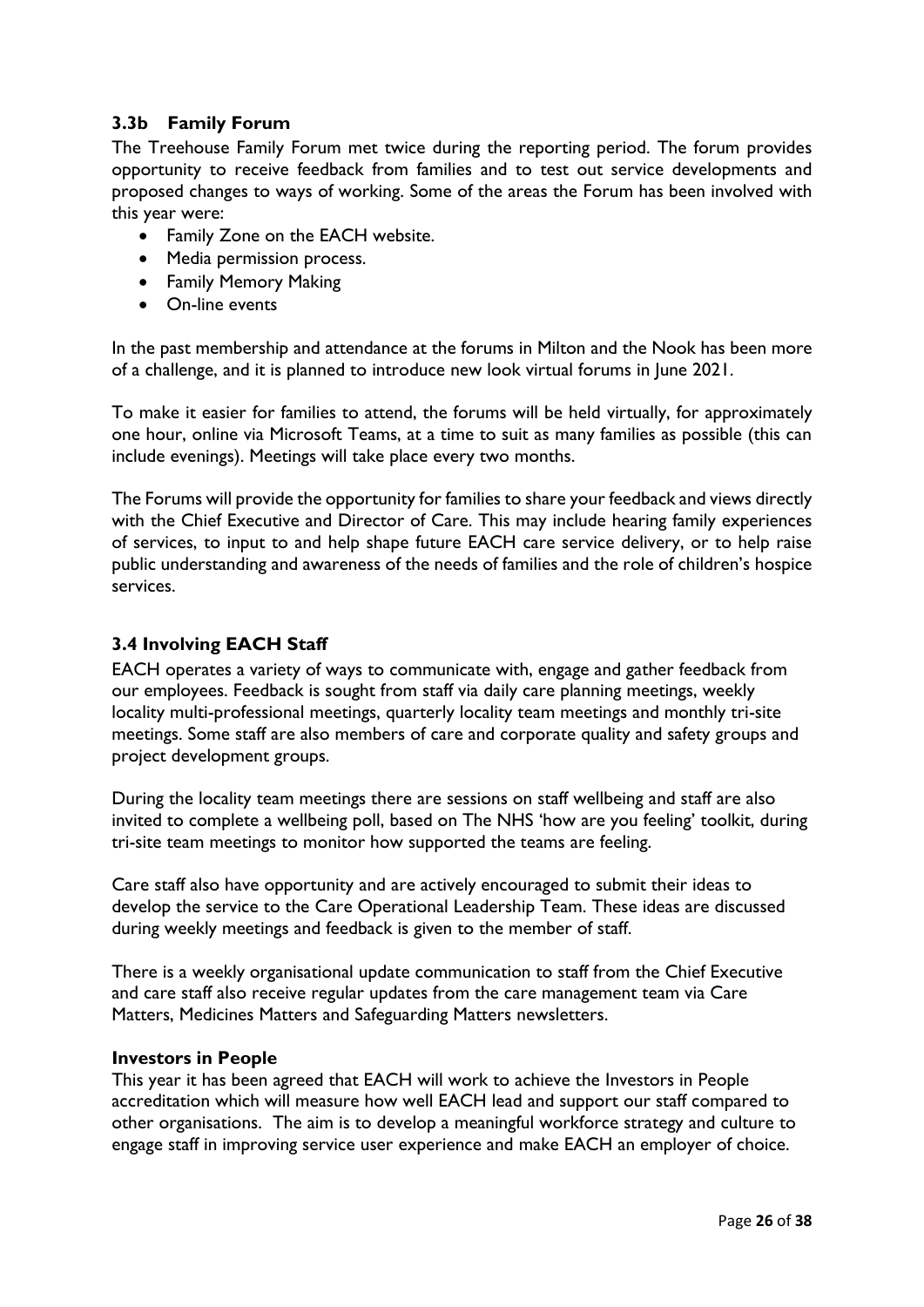### 3.3b Family Forum

The Treehouse Family Forum met twice during the reporting period. The forum provides opportunity to receive feedback from families and to test out service developments and proposed changes to ways of working. Some of the areas the Forum has been involved with this year were:

- Family Zone on the EACH website.
- Media permission process.
- Family Memory Making
- On-line events

In the past membership and attendance at the forums in Milton and the Nook has been more of a challenge, and it is planned to introduce new look virtual forums in June 2021.

To make it easier for families to attend, the forums will be held virtually, for approximately one hour, online via Microsoft Teams, at a time to suit as many families as possible (this can include evenings). Meetings will take place every two months.

The Forums will provide the opportunity for families to share your feedback and views directly with the Chief Executive and Director of Care. This may include hearing family experiences of services, to input to and help shape future EACH care service delivery, or to help raise public understanding and awareness of the needs of families and the role of children's hospice services.

### 3.4 Involving EACH Staff

EACH operates a variety of ways to communicate with, engage and gather feedback from our employees. Feedback is sought from staff via daily care planning meetings, weekly locality multi-professional meetings, quarterly locality team meetings and monthly tri-site meetings. Some staff are also members of care and corporate quality and safety groups and project development groups.

During the locality team meetings there are sessions on staff wellbeing and staff are also invited to complete a wellbeing poll, based on The NHS 'how are you feeling' toolkit, during tri-site team meetings to monitor how supported the teams are feeling.

Care staff also have opportunity and are actively encouraged to submit their ideas to develop the service to the Care Operational Leadership Team. These ideas are discussed during weekly meetings and feedback is given to the member of staff.

There is a weekly organisational update communication to staff from the Chief Executive and care staff also receive regular updates from the care management team via Care Matters, Medicines Matters and Safeguarding Matters newsletters.

#### Investors in People

This year it has been agreed that EACH will work to achieve the Investors in People accreditation which will measure how well EACH lead and support our staff compared to other organisations. The aim is to develop a meaningful workforce strategy and culture to engage staff in improving service user experience and make EACH an employer of choice.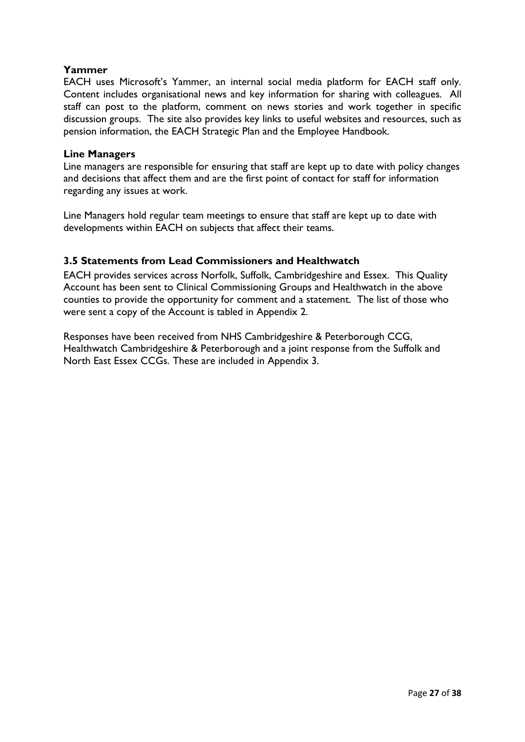**Yammer**

EACH uses Microsoft's Yammer, an internal social media platform for EACH staff only. Content includes organisational news and key information for sharing with colleagues. All staff can post to the platform, comment on news stories and work together in specific discussion groups. The site also provides key links to useful websites and resources, such as pension information, the EACH Strategic Plan and the Employee Handbook.

**Line Managers**

Line managers are responsible for ensuring that staff are kept up to date with policy changes and decisions that affect them and are the first point of contact for staff for information regarding any issues at work.

Line Managers hold regular team meetings to ensure that staff are kept up to date with developments within EACH on subjects that affect their teams.

### 3.5 Statements from Lead Commissioners and Healthwatch

EACH provides services across Norfolk, Suffolk, Cambridgeshire and Essex. This Quality Account has been sent to Clinical Commissioning Groups and Healthwatch in the above counties to provide the opportunity for comment and a statement. The list of those who were sent a copy of the Account is tabled in Appendix 2.

Responses have been received from NHS Cambridgeshire & Peterborough CCG, Healthwatch Cambridgeshire & Peterborough and a joint response from the Suffolk and North East Essex CCGs. These are included in Appendix 3.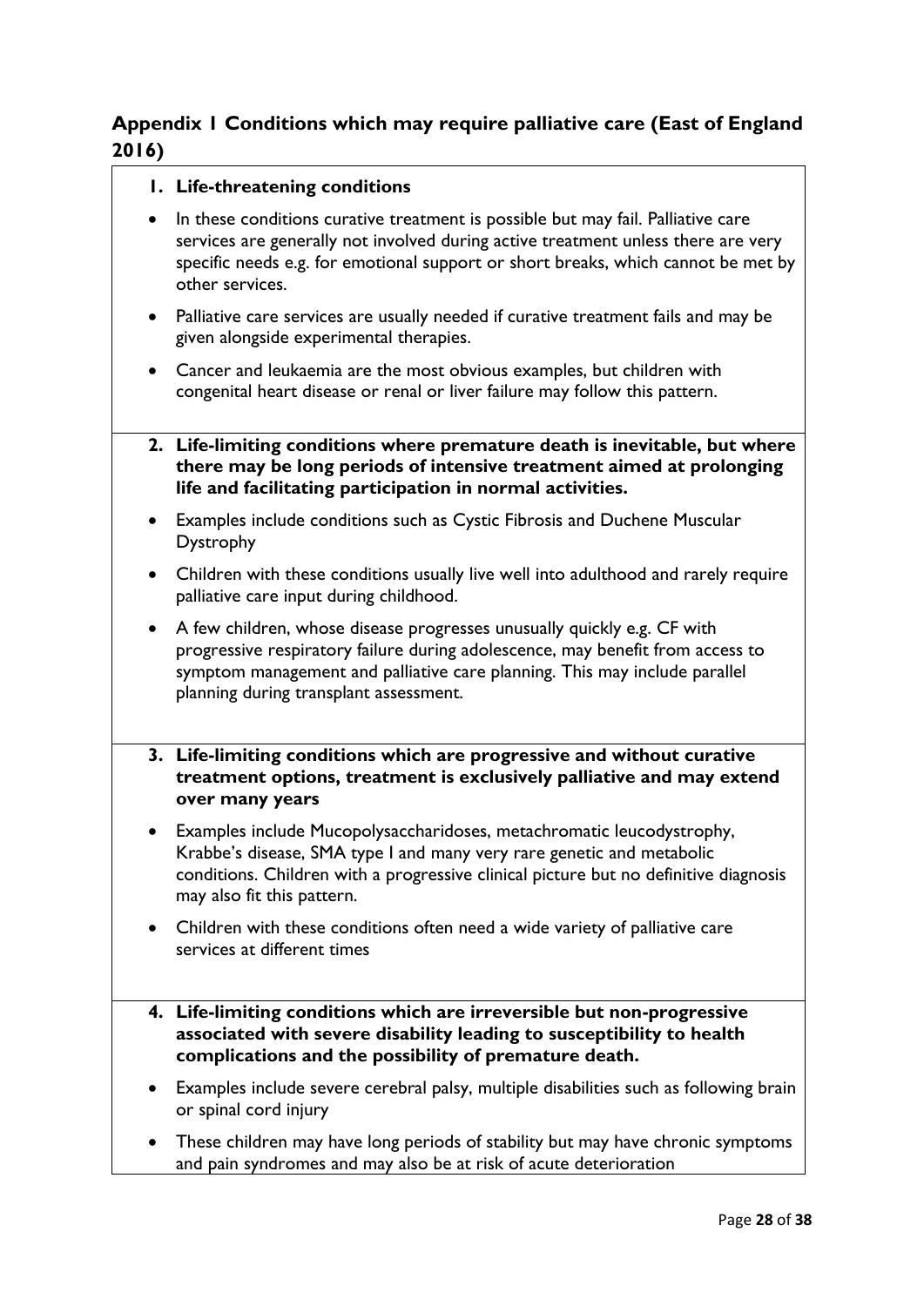## Appendix 1 Conditions which may require palliative care (East of England 2016)

1. **Life-threatening conditions**

- In these conditions curative treatment is possible but may fail. Palliative care services are generally not involved during active treatment unless there are very specific needs e.g. for emotional support or short breaks, which cannot be met by other services.
- Palliative care services are usually needed if curative treatment fails and may be given alongside experimental therapies.
- Cancer and leukaemia are the most obvious examples, but children with congenital heart disease or renal or liver failure may follow this pattern.

2. **Life-limiting conditions where premature death is inevitable, but where there may be long periods of intensive treatment aimed at prolonging life and facilitating participation in normal activities.**

- Examples include conditions such as Cystic Fibrosis and Duchene Muscular Dystrophy
- Children with these conditions usually live well into adulthood and rarely require palliative care input during childhood.
- A few children, whose disease progresses unusually quickly e.g. CF with progressive respiratory failure during adolescence, may benefit from access to symptom management and palliative care planning. This may include parallel planning during transplant assessment.

3. **Life-limiting conditions which are progressive and without curative treatment options, treatment is exclusively palliative and may extend over many years**

- Examples include Mucopolysaccharidoses, metachromatic leucodystrophy, Krabbe's disease, SMA type I and many very rare genetic and metabolic conditions. Children with a progressive clinical picture but no definitive diagnosis may also fit this pattern.
- Children with these conditions often need a wide variety of palliative care services at different times

4. **Life-limiting conditions which are irreversible but non-progressive associated with severe disability leading to susceptibility to health complications and the possibility of premature death.**

- Examples include severe cerebral palsy, multiple disabilities such as following brain or spinal cord injury
- These children may have long periods of stability but may have chronic symptoms and pain syndromes and may also be at risk of acute deterioration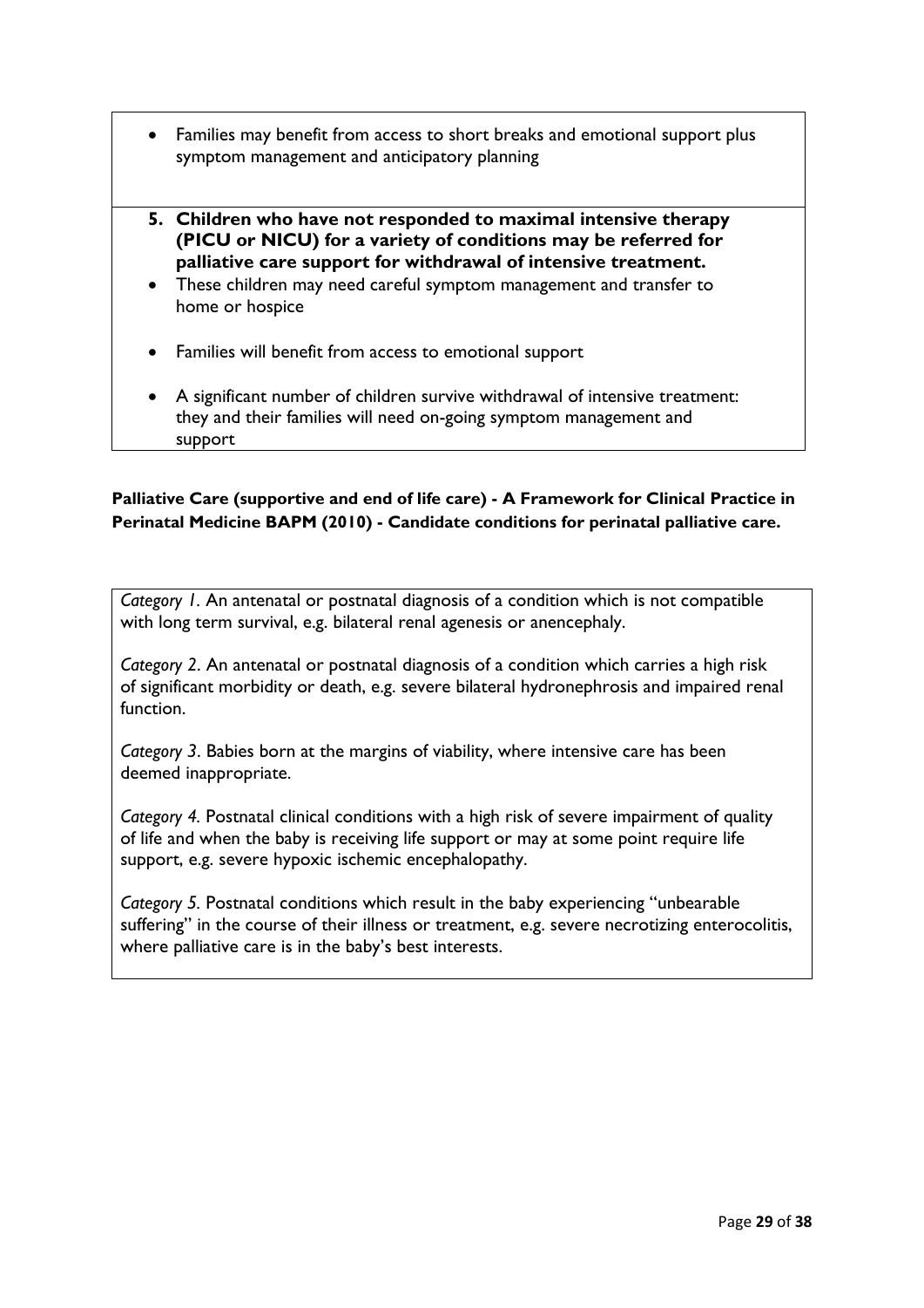- Families may benefit from access to short breaks and emotional support plus symptom management and anticipatory planning

**5. Children who have not responded to maximal intensive therapy (PICU or NICU) for a variety of conditions may be referred for palliative care support for withdrawal of intensive treatment.**

- These children may need careful symptom management and transfer to home or hospice
- Families will benefit from access to emotional support
- A significant number of children survive withdrawal of intensive treatment: they and their families will need on-going symptom management and support

**Palliative Care (supportive and end of life care) - A Framework for Clinical Practice in Perinatal Medicine BAPM (2010) - Candidate conditions for perinatal palliative care.**

*Category 1*. An antenatal or postnatal diagnosis of a condition which is not compatible with long term survival, e.g. bilateral renal agenesis or anencephaly.

*Category 2*. An antenatal or postnatal diagnosis of a condition which carries a high risk of significant morbidity or death, e.g. severe bilateral hydronephrosis and impaired renal function.

*Category 3*. Babies born at the margins of viability, where intensive care has been deemed inappropriate.

*Category 4*. Postnatal clinical conditions with a high risk of severe impairment of quality of life and when the baby is receiving life support or may at some point require life support, e.g. severe hypoxic ischemic encephalopathy.

*Category 5*. Postnatal conditions which result in the baby experiencing "unbearable suffering" in the course of their illness or treatment, e.g. severe necrotizing enterocolitis, where palliative care is in the baby's best interests.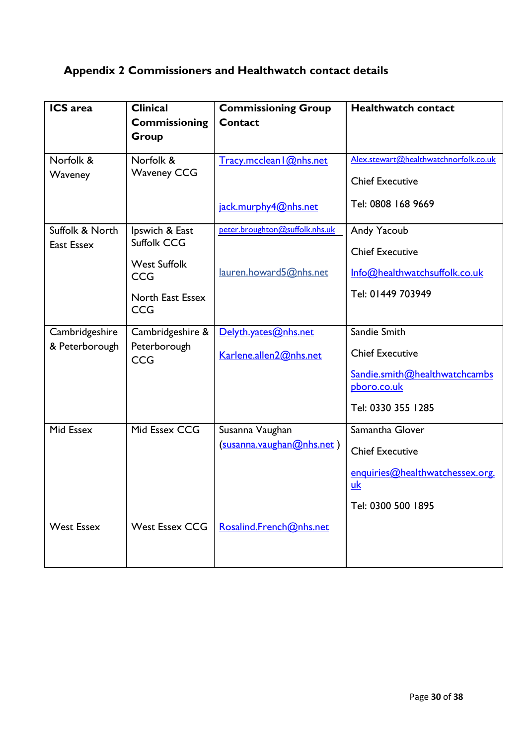## Appendix 2 Commissioners and Healthwatch contact details

| ICS area | Clinical Commissioning Group | Commissioning Group Contact | Healthwatch contact |
|---|---|---|---|
| Norfolk & Waveney | Norfolk & Waveney CCG | Tracy.mcclean1@nhs.net<br><br>jack.murphy4@nhs.net | Alex.stewart@healthwatchnorfolk.co.uk<br><br>Chief Executive<br><br>Tel: 0808 168 9669 |
| Suffolk & North East Essex | Ipswich & East Suffolk CCG<br><br>West Suffolk CCG<br><br>North East Essex CCG | peter.broughton@suffolk.nhs.uk<br><br>lauren.howard5@nhs.net | Andy Yacoub<br><br>Chief Executive<br><br>Info@healthwatchsuffolk.co.uk<br><br>Tel: 01449 703949 |
| Cambridgeshire & Peterborough | Cambridgeshire & Peterborough CCG | Delyth.yates@nhs.net<br><br>Karlene.allen2@nhs.net | Sandie Smith<br><br>Chief Executive<br><br>Sandie.smith@healthwatchcambspboro.co.uk<br><br>Tel: 0330 355 1285 |
| Mid Essex | Mid Essex CCG | Susanna Vaughan (susanna.vaughan@nhs.net ) | Samantha Glover<br><br>Chief Executive<br><br>enquiries@healthwatchessex.org.uk<br><br>Tel: 0300 500 1895 |
| West Essex | West Essex CCG | Rosalind.French@nhs.net | |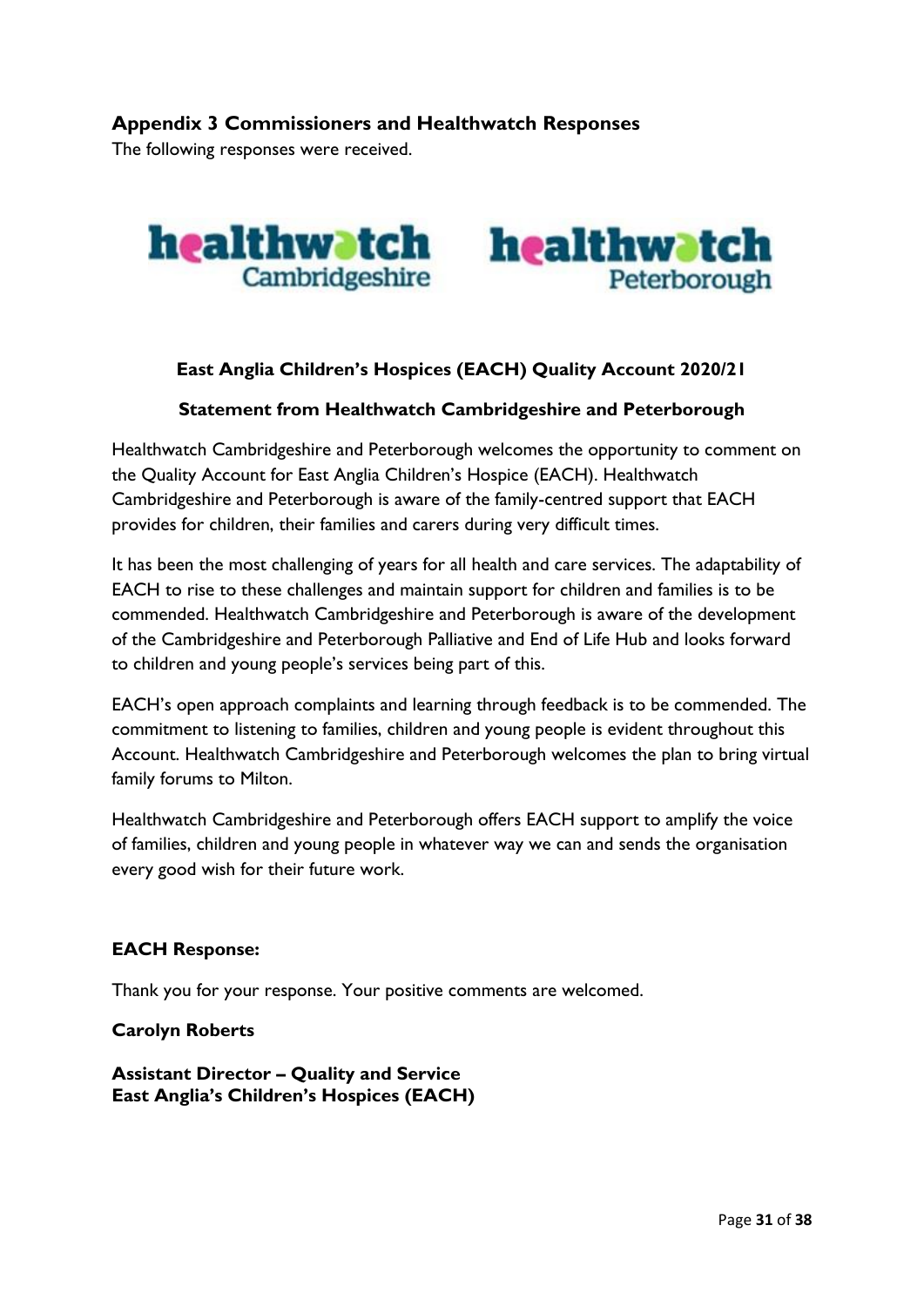## Appendix 3 Commissioners and Healthwatch Responses

The following responses were received.

healthwatch Cambridgeshire    healthwatch Peterborough

**East Anglia Children's Hospices (EACH) Quality Account 2020/21**

**Statement from Healthwatch Cambridgeshire and Peterborough**

Healthwatch Cambridgeshire and Peterborough welcomes the opportunity to comment on the Quality Account for East Anglia Children's Hospice (EACH). Healthwatch Cambridgeshire and Peterborough is aware of the family-centred support that EACH provides for children, their families and carers during very difficult times.

It has been the most challenging of years for all health and care services. The adaptability of EACH to rise to these challenges and maintain support for children and families is to be commended. Healthwatch Cambridgeshire and Peterborough is aware of the development of the Cambridgeshire and Peterborough Palliative and End of Life Hub and looks forward to children and young people's services being part of this.

EACH's open approach complaints and learning through feedback is to be commended. The commitment to listening to families, children and young people is evident throughout this Account. Healthwatch Cambridgeshire and Peterborough welcomes the plan to bring virtual family forums to Milton.

Healthwatch Cambridgeshire and Peterborough offers EACH support to amplify the voice of families, children and young people in whatever way we can and sends the organisation every good wish for their future work.

**EACH Response:**

Thank you for your response. Your positive comments are welcomed.

**Carolyn Roberts**

**Assistant Director – Quality and Service**
**East Anglia's Children's Hospices (EACH)**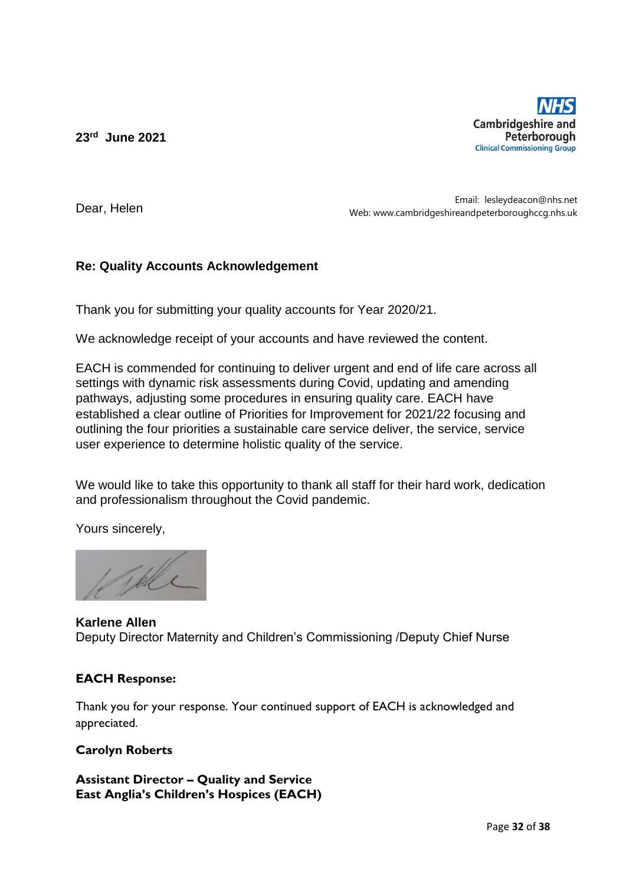**23rd June 2021**

**NHS**
**Cambridgeshire and Peterborough**
**Clinical Commissioning Group**

Email: lesleydeacon@nhs.net
Web: www.cambridgeshireandpeterboroughccg.nhs.uk

Dear, Helen

**Re: Quality Accounts Acknowledgement**

Thank you for submitting your quality accounts for Year 2020/21.

We acknowledge receipt of your accounts and have reviewed the content.

EACH is commended for continuing to deliver urgent and end of life care across all settings with dynamic risk assessments during Covid, updating and amending pathways, adjusting some procedures in ensuring quality care. EACH have established a clear outline of Priorities for Improvement for 2021/22 focusing and outlining the four priorities a sustainable care service deliver, the service, service user experience to determine holistic quality of the service.

We would like to take this opportunity to thank all staff for their hard work, dedication and professionalism throughout the Covid pandemic.

Yours sincerely,

**Karlene Allen**
Deputy Director Maternity and Children's Commissioning /Deputy Chief Nurse

**EACH Response:**

Thank you for your response. Your continued support of EACH is acknowledged and appreciated.

**Carolyn Roberts**

**Assistant Director – Quality and Service**
**East Anglia's Children's Hospices (EACH)**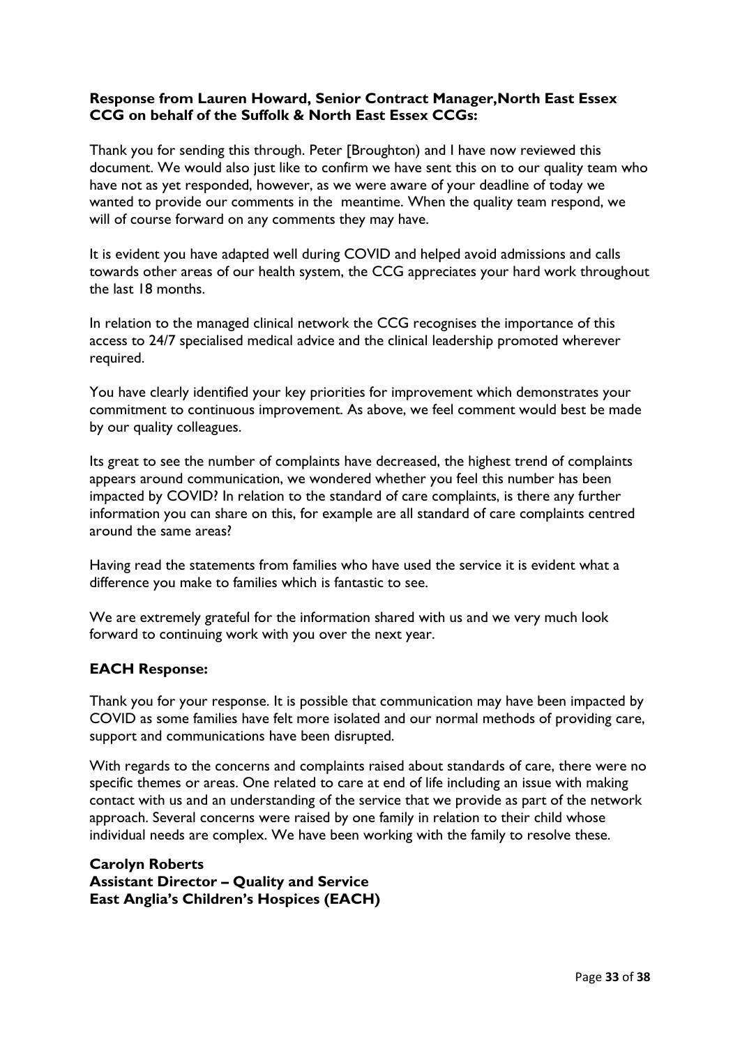**Response from Lauren Howard, Senior Contract Manager,North East Essex CCG on behalf of the Suffolk & North East Essex CCGs:**

Thank you for sending this through. Peter [Broughton) and I have now reviewed this document. We would also just like to confirm we have sent this on to our quality team who have not as yet responded, however, as we were aware of your deadline of today we wanted to provide our comments in the meantime. When the quality team respond, we will of course forward on any comments they may have.

It is evident you have adapted well during COVID and helped avoid admissions and calls towards other areas of our health system, the CCG appreciates your hard work throughout the last 18 months.

In relation to the managed clinical network the CCG recognises the importance of this access to 24/7 specialised medical advice and the clinical leadership promoted wherever required.

You have clearly identified your key priorities for improvement which demonstrates your commitment to continuous improvement. As above, we feel comment would best be made by our quality colleagues.

Its great to see the number of complaints have decreased, the highest trend of complaints appears around communication, we wondered whether you feel this number has been impacted by COVID? In relation to the standard of care complaints, is there any further information you can share on this, for example are all standard of care complaints centred around the same areas?

Having read the statements from families who have used the service it is evident what a difference you make to families which is fantastic to see.

We are extremely grateful for the information shared with us and we very much look forward to continuing work with you over the next year.

**EACH Response:**

Thank you for your response. It is possible that communication may have been impacted by COVID as some families have felt more isolated and our normal methods of providing care, support and communications have been disrupted.

With regards to the concerns and complaints raised about standards of care, there were no specific themes or areas. One related to care at end of life including an issue with making contact with us and an understanding of the service that we provide as part of the network approach. Several concerns were raised by one family in relation to their child whose individual needs are complex. We have been working with the family to resolve these.

**Carolyn Roberts**
**Assistant Director – Quality and Service**
**East Anglia's Children's Hospices (EACH)**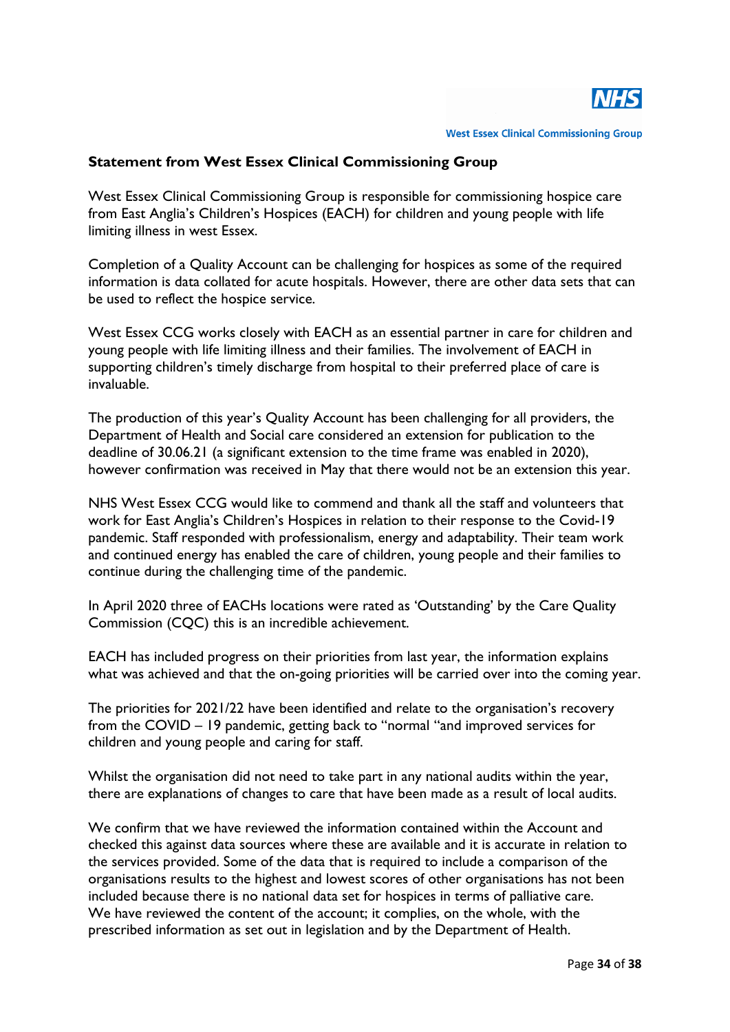NHS

West Essex Clinical Commissioning Group

**Statement from West Essex Clinical Commissioning Group**

West Essex Clinical Commissioning Group is responsible for commissioning hospice care from East Anglia's Children's Hospices (EACH) for children and young people with life limiting illness in west Essex.

Completion of a Quality Account can be challenging for hospices as some of the required information is data collated for acute hospitals. However, there are other data sets that can be used to reflect the hospice service.

West Essex CCG works closely with EACH as an essential partner in care for children and young people with life limiting illness and their families. The involvement of EACH in supporting children's timely discharge from hospital to their preferred place of care is invaluable.

The production of this year's Quality Account has been challenging for all providers, the Department of Health and Social care considered an extension for publication to the deadline of 30.06.21 (a significant extension to the time frame was enabled in 2020), however confirmation was received in May that there would not be an extension this year.

NHS West Essex CCG would like to commend and thank all the staff and volunteers that work for East Anglia's Children's Hospices in relation to their response to the Covid-19 pandemic. Staff responded with professionalism, energy and adaptability. Their team work and continued energy has enabled the care of children, young people and their families to continue during the challenging time of the pandemic.

In April 2020 three of EACHs locations were rated as 'Outstanding' by the Care Quality Commission (CQC) this is an incredible achievement.

EACH has included progress on their priorities from last year, the information explains what was achieved and that the on-going priorities will be carried over into the coming year.

The priorities for 2021/22 have been identified and relate to the organisation's recovery from the COVID – 19 pandemic, getting back to "normal "and improved services for children and young people and caring for staff.

Whilst the organisation did not need to take part in any national audits within the year, there are explanations of changes to care that have been made as a result of local audits.

We confirm that we have reviewed the information contained within the Account and checked this against data sources where these are available and it is accurate in relation to the services provided. Some of the data that is required to include a comparison of the organisations results to the highest and lowest scores of other organisations has not been included because there is no national data set for hospices in terms of palliative care. We have reviewed the content of the account; it complies, on the whole, with the prescribed information as set out in legislation and by the Department of Health.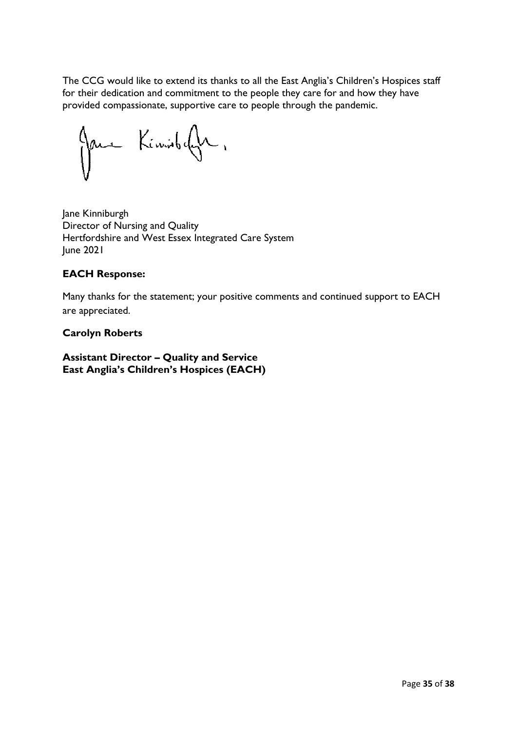The CCG would like to extend its thanks to all the East Anglia's Children's Hospices staff for their dedication and commitment to the people they care for and how they have provided compassionate, supportive care to people through the pandemic.

Jane Kinniburgh
Director of Nursing and Quality
Hertfordshire and West Essex Integrated Care System
June 2021

**EACH Response:**

Many thanks for the statement; your positive comments and continued support to EACH are appreciated.

**Carolyn Roberts**

**Assistant Director – Quality and Service**
**East Anglia's Children's Hospices (EACH)**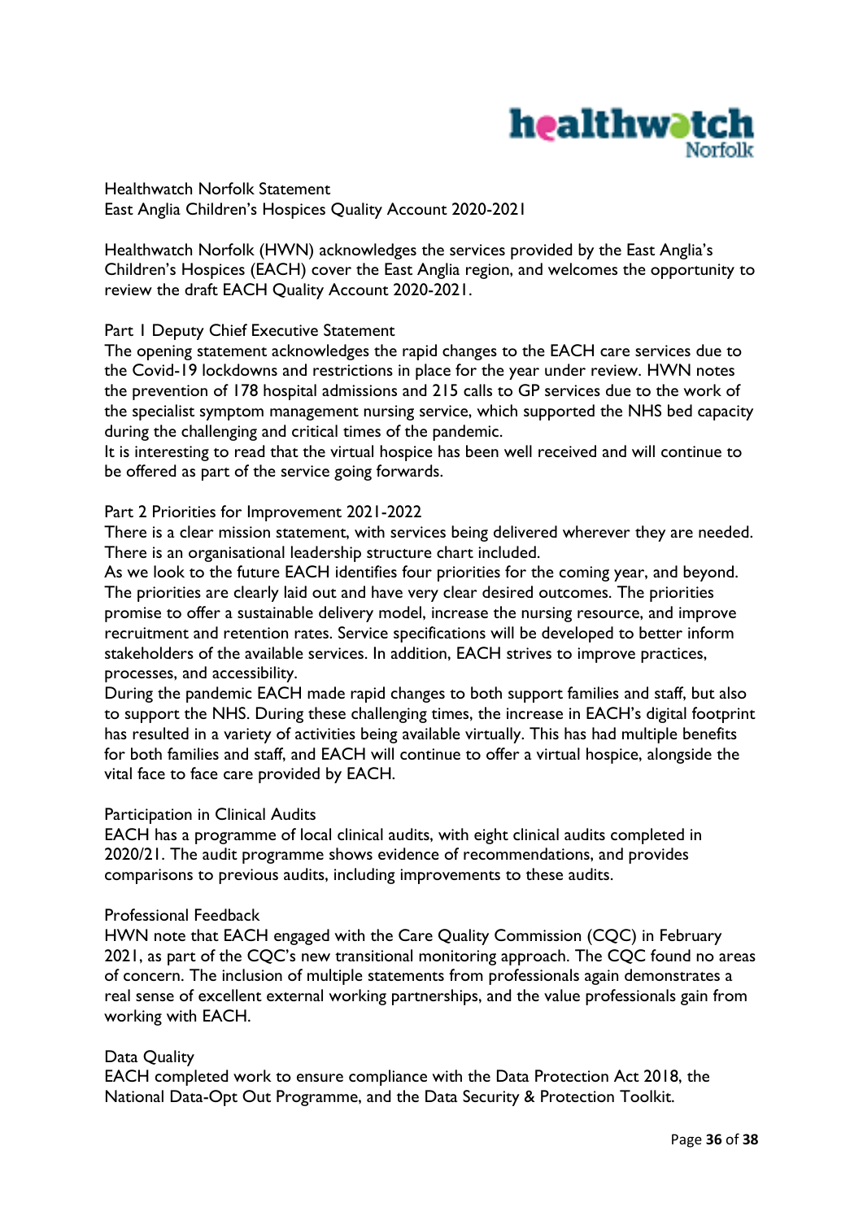Healthwatch Norfolk Statement
East Anglia Children's Hospices Quality Account 2020-2021

Healthwatch Norfolk (HWN) acknowledges the services provided by the East Anglia's Children's Hospices (EACH) cover the East Anglia region, and welcomes the opportunity to review the draft EACH Quality Account 2020-2021.

Part 1 Deputy Chief Executive Statement
The opening statement acknowledges the rapid changes to the EACH care services due to the Covid-19 lockdowns and restrictions in place for the year under review. HWN notes the prevention of 178 hospital admissions and 215 calls to GP services due to the work of the specialist symptom management nursing service, which supported the NHS bed capacity during the challenging and critical times of the pandemic.
It is interesting to read that the virtual hospice has been well received and will continue to be offered as part of the service going forwards.

Part 2 Priorities for Improvement 2021-2022
There is a clear mission statement, with services being delivered wherever they are needed. There is an organisational leadership structure chart included.
As we look to the future EACH identifies four priorities for the coming year, and beyond. The priorities are clearly laid out and have very clear desired outcomes. The priorities promise to offer a sustainable delivery model, increase the nursing resource, and improve recruitment and retention rates. Service specifications will be developed to better inform stakeholders of the available services. In addition, EACH strives to improve practices, processes, and accessibility.
During the pandemic EACH made rapid changes to both support families and staff, but also to support the NHS. During these challenging times, the increase in EACH's digital footprint has resulted in a variety of activities being available virtually. This has had multiple benefits for both families and staff, and EACH will continue to offer a virtual hospice, alongside the vital face to face care provided by EACH.

Participation in Clinical Audits
EACH has a programme of local clinical audits, with eight clinical audits completed in 2020/21. The audit programme shows evidence of recommendations, and provides comparisons to previous audits, including improvements to these audits.

Professional Feedback
HWN note that EACH engaged with the Care Quality Commission (CQC) in February 2021, as part of the CQC's new transitional monitoring approach. The CQC found no areas of concern. The inclusion of multiple statements from professionals again demonstrates a real sense of excellent external working partnerships, and the value professionals gain from working with EACH.

Data Quality
EACH completed work to ensure compliance with the Data Protection Act 2018, the National Data-Opt Out Programme, and the Data Security & Protection Toolkit.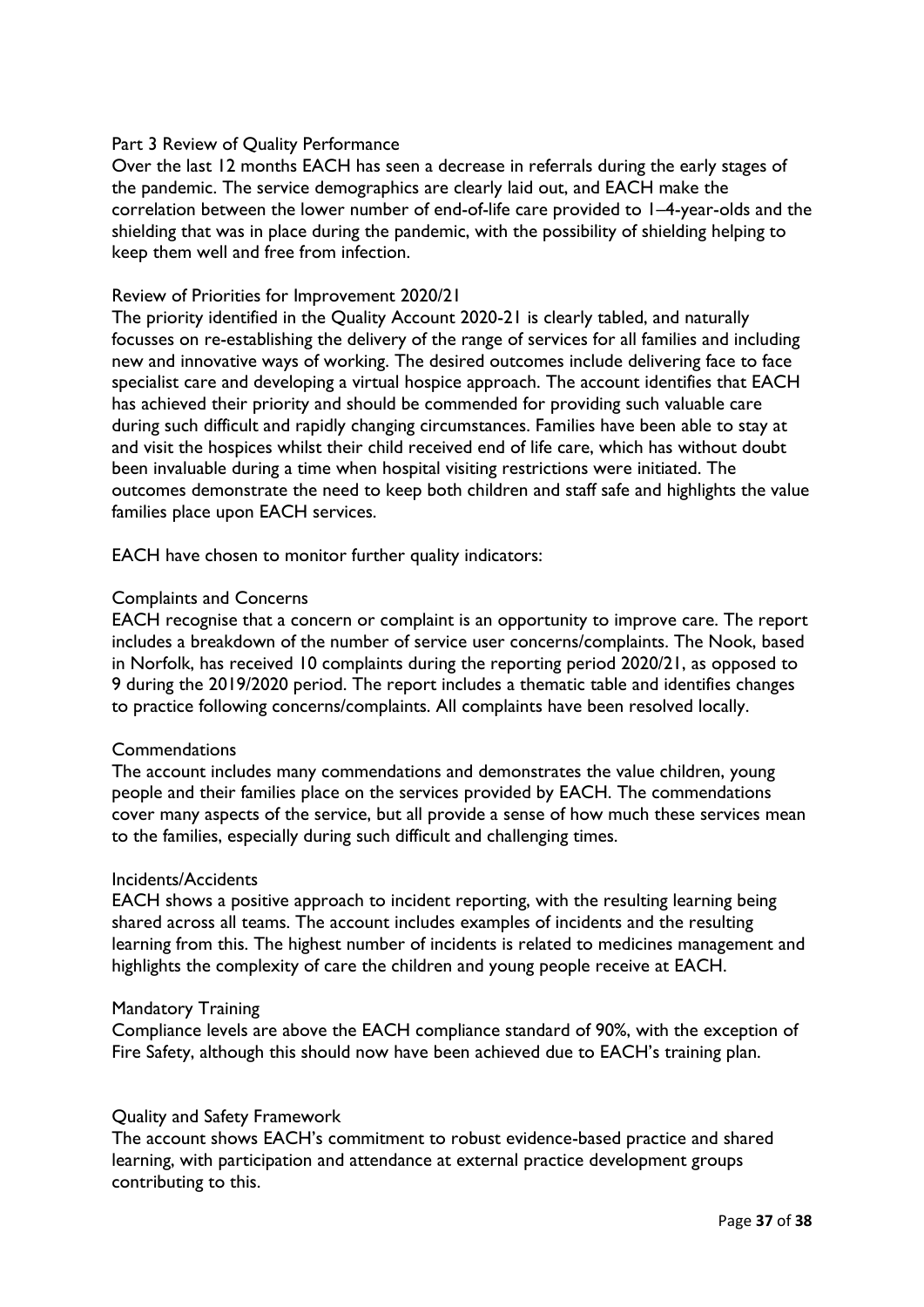## Part 3 Review of Quality Performance

Over the last 12 months EACH has seen a decrease in referrals during the early stages of the pandemic. The service demographics are clearly laid out, and EACH make the correlation between the lower number of end-of-life care provided to 1–4-year-olds and the shielding that was in place during the pandemic, with the possibility of shielding helping to keep them well and free from infection.

### Review of Priorities for Improvement 2020/21

The priority identified in the Quality Account 2020-21 is clearly tabled, and naturally focusses on re-establishing the delivery of the range of services for all families and including new and innovative ways of working. The desired outcomes include delivering face to face specialist care and developing a virtual hospice approach. The account identifies that EACH has achieved their priority and should be commended for providing such valuable care during such difficult and rapidly changing circumstances. Families have been able to stay at and visit the hospices whilst their child received end of life care, which has without doubt been invaluable during a time when hospital visiting restrictions were initiated. The outcomes demonstrate the need to keep both children and staff safe and highlights the value families place upon EACH services.

EACH have chosen to monitor further quality indicators:

### Complaints and Concerns

EACH recognise that a concern or complaint is an opportunity to improve care. The report includes a breakdown of the number of service user concerns/complaints. The Nook, based in Norfolk, has received 10 complaints during the reporting period 2020/21, as opposed to 9 during the 2019/2020 period. The report includes a thematic table and identifies changes to practice following concerns/complaints. All complaints have been resolved locally.

### Commendations

The account includes many commendations and demonstrates the value children, young people and their families place on the services provided by EACH. The commendations cover many aspects of the service, but all provide a sense of how much these services mean to the families, especially during such difficult and challenging times.

### Incidents/Accidents

EACH shows a positive approach to incident reporting, with the resulting learning being shared across all teams. The account includes examples of incidents and the resulting learning from this. The highest number of incidents is related to medicines management and highlights the complexity of care the children and young people receive at EACH.

### Mandatory Training

Compliance levels are above the EACH compliance standard of 90%, with the exception of Fire Safety, although this should now have been achieved due to EACH's training plan.

### Quality and Safety Framework

The account shows EACH's commitment to robust evidence-based practice and shared learning, with participation and attendance at external practice development groups contributing to this.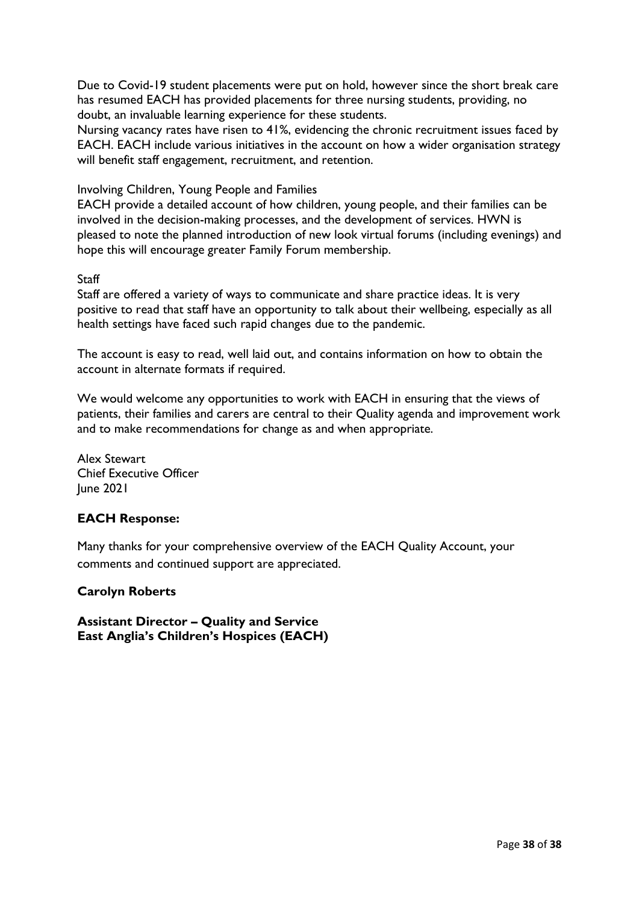Due to Covid-19 student placements were put on hold, however since the short break care has resumed EACH has provided placements for three nursing students, providing, no doubt, an invaluable learning experience for these students.
Nursing vacancy rates have risen to 41%, evidencing the chronic recruitment issues faced by EACH. EACH include various initiatives in the account on how a wider organisation strategy will benefit staff engagement, recruitment, and retention.

Involving Children, Young People and Families
EACH provide a detailed account of how children, young people, and their families can be involved in the decision-making processes, and the development of services. HWN is pleased to note the planned introduction of new look virtual forums (including evenings) and hope this will encourage greater Family Forum membership.

Staff
Staff are offered a variety of ways to communicate and share practice ideas. It is very positive to read that staff have an opportunity to talk about their wellbeing, especially as all health settings have faced such rapid changes due to the pandemic.

The account is easy to read, well laid out, and contains information on how to obtain the account in alternate formats if required.

We would welcome any opportunities to work with EACH in ensuring that the views of patients, their families and carers are central to their Quality agenda and improvement work and to make recommendations for change as and when appropriate.

Alex Stewart
Chief Executive Officer
June 2021

**EACH Response:**

Many thanks for your comprehensive overview of the EACH Quality Account, your comments and continued support are appreciated.

**Carolyn Roberts**

**Assistant Director – Quality and Service**
**East Anglia's Children's Hospices (EACH)**